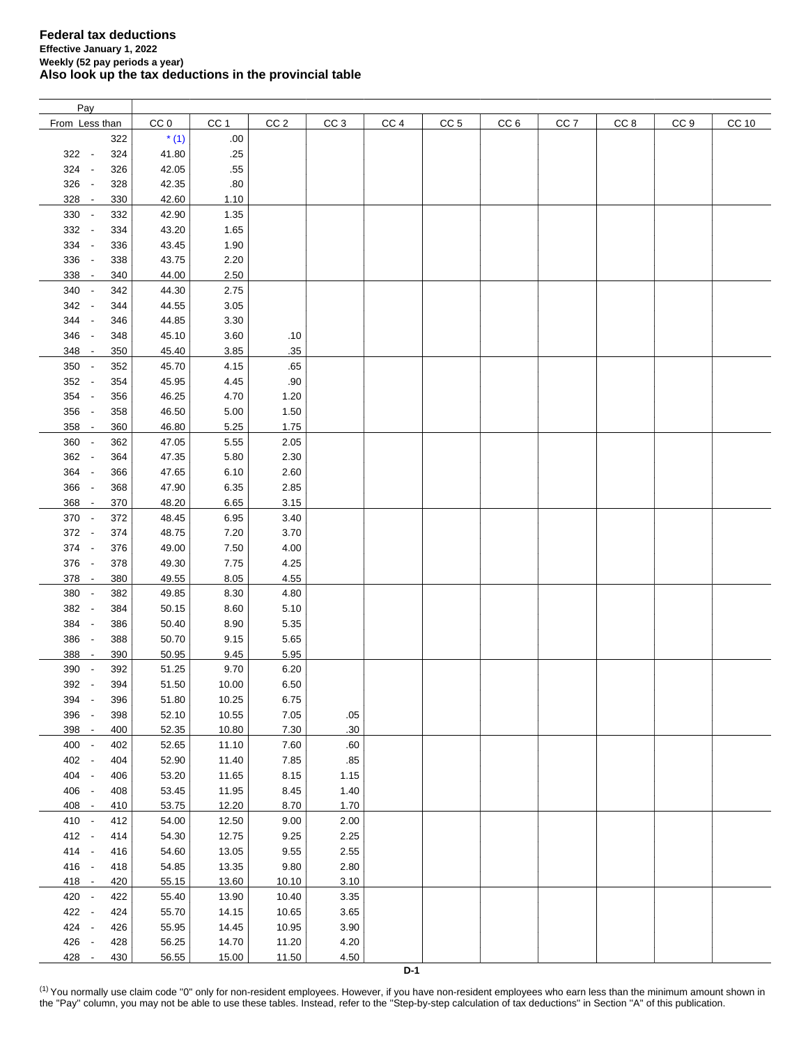**Federal tax deductions**
**Effective January 1, 2022**
**Weekly (52 pay periods a year)**
**Also look up the tax deductions in the provincial table**

| Pay From | Less than | CC 0 | CC 1 | CC 2 | CC 3 | CC 4 | CC 5 | CC 6 | CC 7 | CC 8 | CC 9 | CC 10 |
|---|---|---|---|---|---|---|---|---|---|---|---|---|
| | 322 | * (1) | .00 | | | | | | | | | |
| 322 - | 324 | 41.80 | .25 | | | | | | | | | |
| 324 - | 326 | 42.05 | .55 | | | | | | | | | |
| 326 - | 328 | 42.35 | .80 | | | | | | | | | |
| 328 - | 330 | 42.60 | 1.10 | | | | | | | | | |
| 330 - | 332 | 42.90 | 1.35 | | | | | | | | | |
| 332 - | 334 | 43.20 | 1.65 | | | | | | | | | |
| 334 - | 336 | 43.45 | 1.90 | | | | | | | | | |
| 336 - | 338 | 43.75 | 2.20 | | | | | | | | | |
| 338 - | 340 | 44.00 | 2.50 | | | | | | | | | |
| 340 - | 342 | 44.30 | 2.75 | | | | | | | | | |
| 342 - | 344 | 44.55 | 3.05 | | | | | | | | | |
| 344 - | 346 | 44.85 | 3.30 | | | | | | | | | |
| 346 - | 348 | 45.10 | 3.60 | .10 | | | | | | | | |
| 348 - | 350 | 45.40 | 3.85 | .35 | | | | | | | | |
| 350 - | 352 | 45.70 | 4.15 | .65 | | | | | | | | |
| 352 - | 354 | 45.95 | 4.45 | .90 | | | | | | | | |
| 354 - | 356 | 46.25 | 4.70 | 1.20 | | | | | | | | |
| 356 - | 358 | 46.50 | 5.00 | 1.50 | | | | | | | | |
| 358 - | 360 | 46.80 | 5.25 | 1.75 | | | | | | | | |
| 360 - | 362 | 47.05 | 5.55 | 2.05 | | | | | | | | |
| 362 - | 364 | 47.35 | 5.80 | 2.30 | | | | | | | | |
| 364 - | 366 | 47.65 | 6.10 | 2.60 | | | | | | | | |
| 366 - | 368 | 47.90 | 6.35 | 2.85 | | | | | | | | |
| 368 - | 370 | 48.20 | 6.65 | 3.15 | | | | | | | | |
| 370 - | 372 | 48.45 | 6.95 | 3.40 | | | | | | | | |
| 372 - | 374 | 48.75 | 7.20 | 3.70 | | | | | | | | |
| 374 - | 376 | 49.00 | 7.50 | 4.00 | | | | | | | | |
| 376 - | 378 | 49.30 | 7.75 | 4.25 | | | | | | | | |
| 378 - | 380 | 49.55 | 8.05 | 4.55 | | | | | | | | |
| 380 - | 382 | 49.85 | 8.30 | 4.80 | | | | | | | | |
| 382 - | 384 | 50.15 | 8.60 | 5.10 | | | | | | | | |
| 384 - | 386 | 50.40 | 8.90 | 5.35 | | | | | | | | |
| 386 - | 388 | 50.70 | 9.15 | 5.65 | | | | | | | | |
| 388 - | 390 | 50.95 | 9.45 | 5.95 | | | | | | | | |
| 390 - | 392 | 51.25 | 9.70 | 6.20 | | | | | | | | |
| 392 - | 394 | 51.50 | 10.00 | 6.50 | | | | | | | | |
| 394 - | 396 | 51.80 | 10.25 | 6.75 | | | | | | | | |
| 396 - | 398 | 52.10 | 10.55 | 7.05 | .05 | | | | | | | |
| 398 - | 400 | 52.35 | 10.80 | 7.30 | .30 | | | | | | | |
| 400 - | 402 | 52.65 | 11.10 | 7.60 | .60 | | | | | | | |
| 402 - | 404 | 52.90 | 11.40 | 7.85 | .85 | | | | | | | |
| 404 - | 406 | 53.20 | 11.65 | 8.15 | 1.15 | | | | | | | |
| 406 - | 408 | 53.45 | 11.95 | 8.45 | 1.40 | | | | | | | |
| 408 - | 410 | 53.75 | 12.20 | 8.70 | 1.70 | | | | | | | |
| 410 - | 412 | 54.00 | 12.50 | 9.00 | 2.00 | | | | | | | |
| 412 - | 414 | 54.30 | 12.75 | 9.25 | 2.25 | | | | | | | |
| 414 - | 416 | 54.60 | 13.05 | 9.55 | 2.55 | | | | | | | |
| 416 - | 418 | 54.85 | 13.35 | 9.80 | 2.80 | | | | | | | |
| 418 - | 420 | 55.15 | 13.60 | 10.10 | 3.10 | | | | | | | |
| 420 - | 422 | 55.40 | 13.90 | 10.40 | 3.35 | | | | | | | |
| 422 - | 424 | 55.70 | 14.15 | 10.65 | 3.65 | | | | | | | |
| 424 - | 426 | 55.95 | 14.45 | 10.95 | 3.90 | | | | | | | |
| 426 - | 428 | 56.25 | 14.70 | 11.20 | 4.20 | | | | | | | |
| 428 - | 430 | 56.55 | 15.00 | 11.50 | 4.50 | | | | | | | |

(1) You normally use claim code "0" only for non-resident employees. However, if you have non-resident employees who earn less than the minimum amount shown in the "Pay" column, you may not be able to use these tables. Instead, refer to the "Step-by-step calculation of tax deductions" in Section "A" of this publication.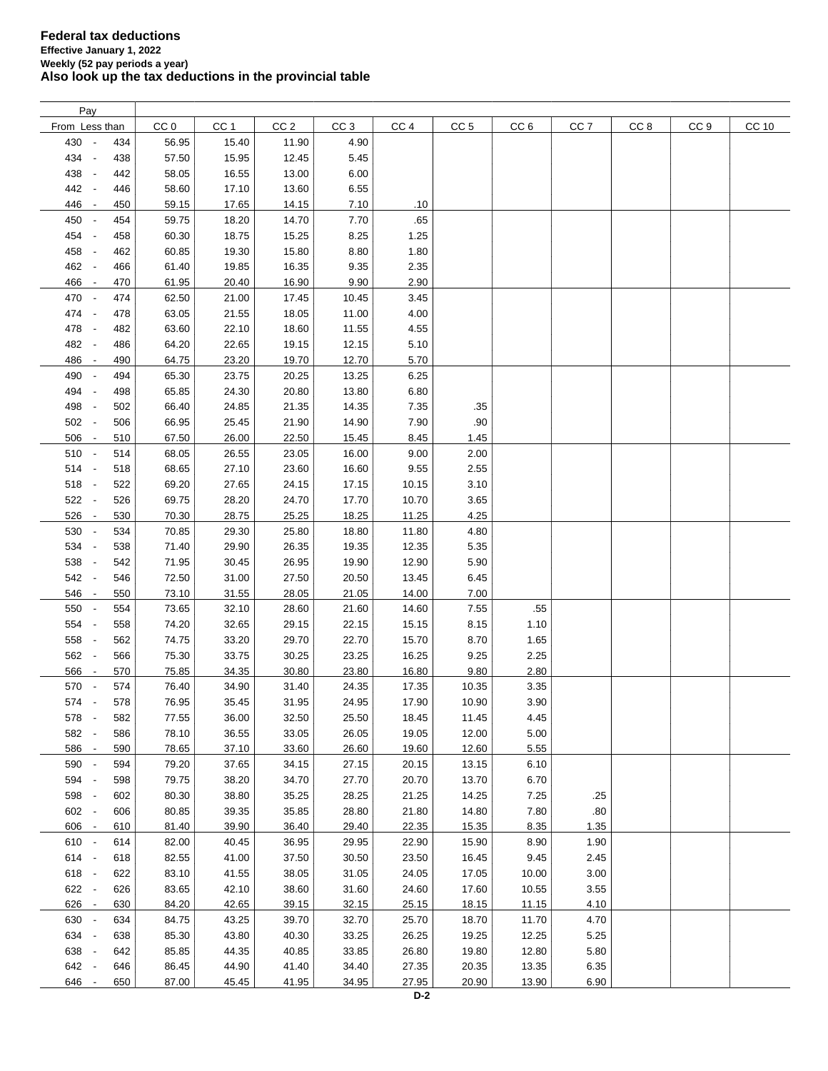# Federal tax deductions

**Effective January 1, 2022**

**Weekly (52 pay periods a year)**

**Also look up the tax deductions in the provincial table**

| Pay From | Less than | CC 0 | CC 1 | CC 2 | CC 3 | CC 4 | CC 5 | CC 6 | CC 7 | CC 8 | CC 9 | CC 10 |
|---|---|---|---|---|---|---|---|---|---|---|---|---|
| 430 - | 434 | 56.95 | 15.40 | 11.90 | 4.90 | | | | | | | |
| 434 - | 438 | 57.50 | 15.95 | 12.45 | 5.45 | | | | | | | |
| 438 - | 442 | 58.05 | 16.55 | 13.00 | 6.00 | | | | | | | |
| 442 - | 446 | 58.60 | 17.10 | 13.60 | 6.55 | | | | | | | |
| 446 - | 450 | 59.15 | 17.65 | 14.15 | 7.10 | .10 | | | | | | |
| 450 - | 454 | 59.75 | 18.20 | 14.70 | 7.70 | .65 | | | | | | |
| 454 - | 458 | 60.30 | 18.75 | 15.25 | 8.25 | 1.25 | | | | | | |
| 458 - | 462 | 60.85 | 19.30 | 15.80 | 8.80 | 1.80 | | | | | | |
| 462 - | 466 | 61.40 | 19.85 | 16.35 | 9.35 | 2.35 | | | | | | |
| 466 - | 470 | 61.95 | 20.40 | 16.90 | 9.90 | 2.90 | | | | | | |
| 470 - | 474 | 62.50 | 21.00 | 17.45 | 10.45 | 3.45 | | | | | | |
| 474 - | 478 | 63.05 | 21.55 | 18.05 | 11.00 | 4.00 | | | | | | |
| 478 - | 482 | 63.60 | 22.10 | 18.60 | 11.55 | 4.55 | | | | | | |
| 482 - | 486 | 64.20 | 22.65 | 19.15 | 12.15 | 5.10 | | | | | | |
| 486 - | 490 | 64.75 | 23.20 | 19.70 | 12.70 | 5.70 | | | | | | |
| 490 - | 494 | 65.30 | 23.75 | 20.25 | 13.25 | 6.25 | | | | | | |
| 494 - | 498 | 65.85 | 24.30 | 20.80 | 13.80 | 6.80 | | | | | | |
| 498 - | 502 | 66.40 | 24.85 | 21.35 | 14.35 | 7.35 | .35 | | | | | |
| 502 - | 506 | 66.95 | 25.45 | 21.90 | 14.90 | 7.90 | .90 | | | | | |
| 506 - | 510 | 67.50 | 26.00 | 22.50 | 15.45 | 8.45 | 1.45 | | | | | |
| 510 - | 514 | 68.05 | 26.55 | 23.05 | 16.00 | 9.00 | 2.00 | | | | | |
| 514 - | 518 | 68.65 | 27.10 | 23.60 | 16.60 | 9.55 | 2.55 | | | | | |
| 518 - | 522 | 69.20 | 27.65 | 24.15 | 17.15 | 10.15 | 3.10 | | | | | |
| 522 - | 526 | 69.75 | 28.20 | 24.70 | 17.70 | 10.70 | 3.65 | | | | | |
| 526 - | 530 | 70.30 | 28.75 | 25.25 | 18.25 | 11.25 | 4.25 | | | | | |
| 530 - | 534 | 70.85 | 29.30 | 25.80 | 18.80 | 11.80 | 4.80 | | | | | |
| 534 - | 538 | 71.40 | 29.90 | 26.35 | 19.35 | 12.35 | 5.35 | | | | | |
| 538 - | 542 | 71.95 | 30.45 | 26.95 | 19.90 | 12.90 | 5.90 | | | | | |
| 542 - | 546 | 72.50 | 31.00 | 27.50 | 20.50 | 13.45 | 6.45 | | | | | |
| 546 - | 550 | 73.10 | 31.55 | 28.05 | 21.05 | 14.00 | 7.00 | | | | | |
| 550 - | 554 | 73.65 | 32.10 | 28.60 | 21.60 | 14.60 | 7.55 | .55 | | | | |
| 554 - | 558 | 74.20 | 32.65 | 29.15 | 22.15 | 15.15 | 8.15 | 1.10 | | | | |
| 558 - | 562 | 74.75 | 33.20 | 29.70 | 22.70 | 15.70 | 8.70 | 1.65 | | | | |
| 562 - | 566 | 75.30 | 33.75 | 30.25 | 23.25 | 16.25 | 9.25 | 2.25 | | | | |
| 566 - | 570 | 75.85 | 34.35 | 30.80 | 23.80 | 16.80 | 9.80 | 2.80 | | | | |
| 570 - | 574 | 76.40 | 34.90 | 31.40 | 24.35 | 17.35 | 10.35 | 3.35 | | | | |
| 574 - | 578 | 76.95 | 35.45 | 31.95 | 24.95 | 17.90 | 10.90 | 3.90 | | | | |
| 578 - | 582 | 77.55 | 36.00 | 32.50 | 25.50 | 18.45 | 11.45 | 4.45 | | | | |
| 582 - | 586 | 78.10 | 36.55 | 33.05 | 26.05 | 19.05 | 12.00 | 5.00 | | | | |
| 586 - | 590 | 78.65 | 37.10 | 33.60 | 26.60 | 19.60 | 12.60 | 5.55 | | | | |
| 590 - | 594 | 79.20 | 37.65 | 34.15 | 27.15 | 20.15 | 13.15 | 6.10 | | | | |
| 594 - | 598 | 79.75 | 38.20 | 34.70 | 27.70 | 20.70 | 13.70 | 6.70 | | | | |
| 598 - | 602 | 80.30 | 38.80 | 35.25 | 28.25 | 21.25 | 14.25 | 7.25 | .25 | | | |
| 602 - | 606 | 80.85 | 39.35 | 35.85 | 28.80 | 21.80 | 14.80 | 7.80 | .80 | | | |
| 606 - | 610 | 81.40 | 39.90 | 36.40 | 29.40 | 22.35 | 15.35 | 8.35 | 1.35 | | | |
| 610 - | 614 | 82.00 | 40.45 | 36.95 | 29.95 | 22.90 | 15.90 | 8.90 | 1.90 | | | |
| 614 - | 618 | 82.55 | 41.00 | 37.50 | 30.50 | 23.50 | 16.45 | 9.45 | 2.45 | | | |
| 618 - | 622 | 83.10 | 41.55 | 38.05 | 31.05 | 24.05 | 17.05 | 10.00 | 3.00 | | | |
| 622 - | 626 | 83.65 | 42.10 | 38.60 | 31.60 | 24.60 | 17.60 | 10.55 | 3.55 | | | |
| 626 - | 630 | 84.20 | 42.65 | 39.15 | 32.15 | 25.15 | 18.15 | 11.15 | 4.10 | | | |
| 630 - | 634 | 84.75 | 43.25 | 39.70 | 32.70 | 25.70 | 18.70 | 11.70 | 4.70 | | | |
| 634 - | 638 | 85.30 | 43.80 | 40.30 | 33.25 | 26.25 | 19.25 | 12.25 | 5.25 | | | |
| 638 - | 642 | 85.85 | 44.35 | 40.85 | 33.85 | 26.80 | 19.80 | 12.80 | 5.80 | | | |
| 642 - | 646 | 86.45 | 44.90 | 41.40 | 34.40 | 27.35 | 20.35 | 13.35 | 6.35 | | | |
| 646 - | 650 | 87.00 | 45.45 | 41.95 | 34.95 | 27.95 | 20.90 | 13.90 | 6.90 | | | |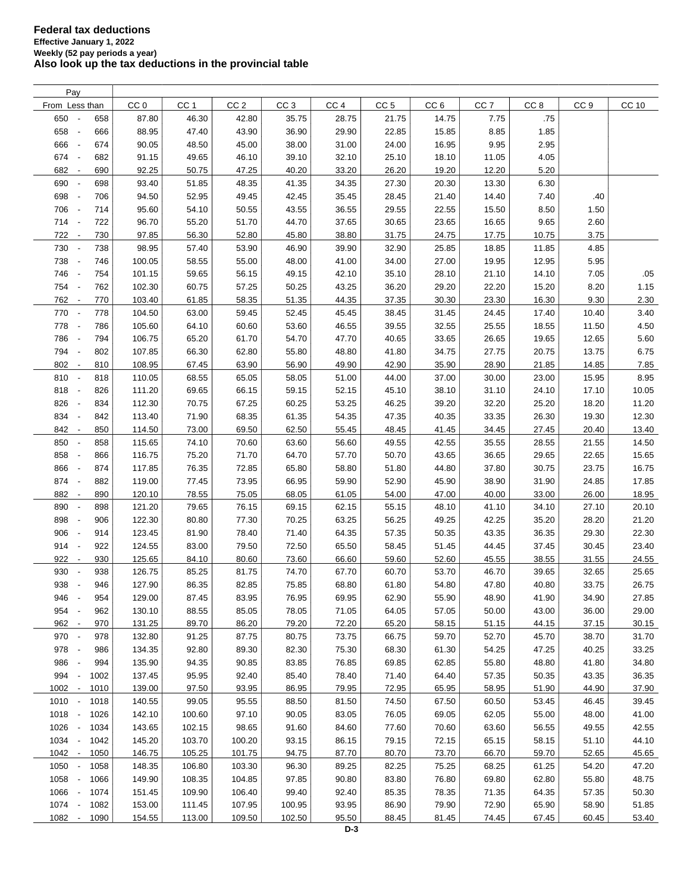**Federal tax deductions**
**Effective January 1, 2022**
**Weekly (52 pay periods a year)**
**Also look up the tax deductions in the provincial table**

| Pay From | Less than | CC 0 | CC 1 | CC 2 | CC 3 | CC 4 | CC 5 | CC 6 | CC 7 | CC 8 | CC 9 | CC 10 |
|---|---|---|---|---|---|---|---|---|---|---|---|---|
| 650 - | 658 | 87.80 | 46.30 | 42.80 | 35.75 | 28.75 | 21.75 | 14.75 | 7.75 | .75 | | |
| 658 - | 666 | 88.95 | 47.40 | 43.90 | 36.90 | 29.90 | 22.85 | 15.85 | 8.85 | 1.85 | | |
| 666 - | 674 | 90.05 | 48.50 | 45.00 | 38.00 | 31.00 | 24.00 | 16.95 | 9.95 | 2.95 | | |
| 674 - | 682 | 91.15 | 49.65 | 46.10 | 39.10 | 32.10 | 25.10 | 18.10 | 11.05 | 4.05 | | |
| 682 - | 690 | 92.25 | 50.75 | 47.25 | 40.20 | 33.20 | 26.20 | 19.20 | 12.20 | 5.20 | | |
| 690 - | 698 | 93.40 | 51.85 | 48.35 | 41.35 | 34.35 | 27.30 | 20.30 | 13.30 | 6.30 | | |
| 698 - | 706 | 94.50 | 52.95 | 49.45 | 42.45 | 35.45 | 28.45 | 21.40 | 14.40 | 7.40 | .40 | |
| 706 - | 714 | 95.60 | 54.10 | 50.55 | 43.55 | 36.55 | 29.55 | 22.55 | 15.50 | 8.50 | 1.50 | |
| 714 - | 722 | 96.70 | 55.20 | 51.70 | 44.70 | 37.65 | 30.65 | 23.65 | 16.65 | 9.65 | 2.60 | |
| 722 - | 730 | 97.85 | 56.30 | 52.80 | 45.80 | 38.80 | 31.75 | 24.75 | 17.75 | 10.75 | 3.75 | |
| 730 - | 738 | 98.95 | 57.40 | 53.90 | 46.90 | 39.90 | 32.90 | 25.85 | 18.85 | 11.85 | 4.85 | |
| 738 - | 746 | 100.05 | 58.55 | 55.00 | 48.00 | 41.00 | 34.00 | 27.00 | 19.95 | 12.95 | 5.95 | |
| 746 - | 754 | 101.15 | 59.65 | 56.15 | 49.15 | 42.10 | 35.10 | 28.10 | 21.10 | 14.10 | 7.05 | .05 |
| 754 - | 762 | 102.30 | 60.75 | 57.25 | 50.25 | 43.25 | 36.20 | 29.20 | 22.20 | 15.20 | 8.20 | 1.15 |
| 762 - | 770 | 103.40 | 61.85 | 58.35 | 51.35 | 44.35 | 37.35 | 30.30 | 23.30 | 16.30 | 9.30 | 2.30 |
| 770 - | 778 | 104.50 | 63.00 | 59.45 | 52.45 | 45.45 | 38.45 | 31.45 | 24.45 | 17.40 | 10.40 | 3.40 |
| 778 - | 786 | 105.60 | 64.10 | 60.60 | 53.60 | 46.55 | 39.55 | 32.55 | 25.55 | 18.55 | 11.50 | 4.50 |
| 786 - | 794 | 106.75 | 65.20 | 61.70 | 54.70 | 47.70 | 40.65 | 33.65 | 26.65 | 19.65 | 12.65 | 5.60 |
| 794 - | 802 | 107.85 | 66.30 | 62.80 | 55.80 | 48.80 | 41.80 | 34.75 | 27.75 | 20.75 | 13.75 | 6.75 |
| 802 - | 810 | 108.95 | 67.45 | 63.90 | 56.90 | 49.90 | 42.90 | 35.90 | 28.90 | 21.85 | 14.85 | 7.85 |
| 810 - | 818 | 110.05 | 68.55 | 65.05 | 58.05 | 51.00 | 44.00 | 37.00 | 30.00 | 23.00 | 15.95 | 8.95 |
| 818 - | 826 | 111.20 | 69.65 | 66.15 | 59.15 | 52.15 | 45.10 | 38.10 | 31.10 | 24.10 | 17.10 | 10.05 |
| 826 - | 834 | 112.30 | 70.75 | 67.25 | 60.25 | 53.25 | 46.25 | 39.20 | 32.20 | 25.20 | 18.20 | 11.20 |
| 834 - | 842 | 113.40 | 71.90 | 68.35 | 61.35 | 54.35 | 47.35 | 40.35 | 33.35 | 26.30 | 19.30 | 12.30 |
| 842 - | 850 | 114.50 | 73.00 | 69.50 | 62.50 | 55.45 | 48.45 | 41.45 | 34.45 | 27.45 | 20.40 | 13.40 |
| 850 - | 858 | 115.65 | 74.10 | 70.60 | 63.60 | 56.60 | 49.55 | 42.55 | 35.55 | 28.55 | 21.55 | 14.50 |
| 858 - | 866 | 116.75 | 75.20 | 71.70 | 64.70 | 57.70 | 50.70 | 43.65 | 36.65 | 29.65 | 22.65 | 15.65 |
| 866 - | 874 | 117.85 | 76.35 | 72.85 | 65.80 | 58.80 | 51.80 | 44.80 | 37.80 | 30.75 | 23.75 | 16.75 |
| 874 - | 882 | 119.00 | 77.45 | 73.95 | 66.95 | 59.90 | 52.90 | 45.90 | 38.90 | 31.90 | 24.85 | 17.85 |
| 882 - | 890 | 120.10 | 78.55 | 75.05 | 68.05 | 61.05 | 54.00 | 47.00 | 40.00 | 33.00 | 26.00 | 18.95 |
| 890 - | 898 | 121.20 | 79.65 | 76.15 | 69.15 | 62.15 | 55.15 | 48.10 | 41.10 | 34.10 | 27.10 | 20.10 |
| 898 - | 906 | 122.30 | 80.80 | 77.30 | 70.25 | 63.25 | 56.25 | 49.25 | 42.25 | 35.20 | 28.20 | 21.20 |
| 906 - | 914 | 123.45 | 81.90 | 78.40 | 71.40 | 64.35 | 57.35 | 50.35 | 43.35 | 36.35 | 29.30 | 22.30 |
| 914 - | 922 | 124.55 | 83.00 | 79.50 | 72.50 | 65.50 | 58.45 | 51.45 | 44.45 | 37.45 | 30.45 | 23.40 |
| 922 - | 930 | 125.65 | 84.10 | 80.60 | 73.60 | 66.60 | 59.60 | 52.60 | 45.55 | 38.55 | 31.55 | 24.55 |
| 930 - | 938 | 126.75 | 85.25 | 81.75 | 74.70 | 67.70 | 60.70 | 53.70 | 46.70 | 39.65 | 32.65 | 25.65 |
| 938 - | 946 | 127.90 | 86.35 | 82.85 | 75.85 | 68.80 | 61.80 | 54.80 | 47.80 | 40.80 | 33.75 | 26.75 |
| 946 - | 954 | 129.00 | 87.45 | 83.95 | 76.95 | 69.95 | 62.90 | 55.90 | 48.90 | 41.90 | 34.90 | 27.85 |
| 954 - | 962 | 130.10 | 88.55 | 85.05 | 78.05 | 71.05 | 64.05 | 57.05 | 50.00 | 43.00 | 36.00 | 29.00 |
| 962 - | 970 | 131.25 | 89.70 | 86.20 | 79.20 | 72.20 | 65.20 | 58.15 | 51.15 | 44.15 | 37.15 | 30.15 |
| 970 - | 978 | 132.80 | 91.25 | 87.75 | 80.75 | 73.75 | 66.75 | 59.70 | 52.70 | 45.70 | 38.70 | 31.70 |
| 978 - | 986 | 134.35 | 92.80 | 89.30 | 82.30 | 75.30 | 68.30 | 61.30 | 54.25 | 47.25 | 40.25 | 33.25 |
| 986 - | 994 | 135.90 | 94.35 | 90.85 | 83.85 | 76.85 | 69.85 | 62.85 | 55.80 | 48.80 | 41.80 | 34.80 |
| 994 - | 1002 | 137.45 | 95.95 | 92.40 | 85.40 | 78.40 | 71.40 | 64.40 | 57.35 | 50.35 | 43.35 | 36.35 |
| 1002 - | 1010 | 139.00 | 97.50 | 93.95 | 86.95 | 79.95 | 72.95 | 65.95 | 58.95 | 51.90 | 44.90 | 37.90 |
| 1010 - | 1018 | 140.55 | 99.05 | 95.55 | 88.50 | 81.50 | 74.50 | 67.50 | 60.50 | 53.45 | 46.45 | 39.45 |
| 1018 - | 1026 | 142.10 | 100.60 | 97.10 | 90.05 | 83.05 | 76.05 | 69.05 | 62.05 | 55.00 | 48.00 | 41.00 |
| 1026 - | 1034 | 143.65 | 102.15 | 98.65 | 91.60 | 84.60 | 77.60 | 70.60 | 63.60 | 56.55 | 49.55 | 42.55 |
| 1034 - | 1042 | 145.20 | 103.70 | 100.20 | 93.15 | 86.15 | 79.15 | 72.15 | 65.15 | 58.15 | 51.10 | 44.10 |
| 1042 - | 1050 | 146.75 | 105.25 | 101.75 | 94.75 | 87.70 | 80.70 | 73.70 | 66.70 | 59.70 | 52.65 | 45.65 |
| 1050 - | 1058 | 148.35 | 106.80 | 103.30 | 96.30 | 89.25 | 82.25 | 75.25 | 68.25 | 61.25 | 54.20 | 47.20 |
| 1058 - | 1066 | 149.90 | 108.35 | 104.85 | 97.85 | 90.80 | 83.80 | 76.80 | 69.80 | 62.80 | 55.80 | 48.75 |
| 1066 - | 1074 | 151.45 | 109.90 | 106.40 | 99.40 | 92.40 | 85.35 | 78.35 | 71.35 | 64.35 | 57.35 | 50.30 |
| 1074 - | 1082 | 153.00 | 111.45 | 107.95 | 100.95 | 93.95 | 86.90 | 79.90 | 72.90 | 65.90 | 58.90 | 51.85 |
| 1082 - | 1090 | 154.55 | 113.00 | 109.50 | 102.50 | 95.50 | 88.45 | 81.45 | 74.45 | 67.45 | 60.45 | 53.40 |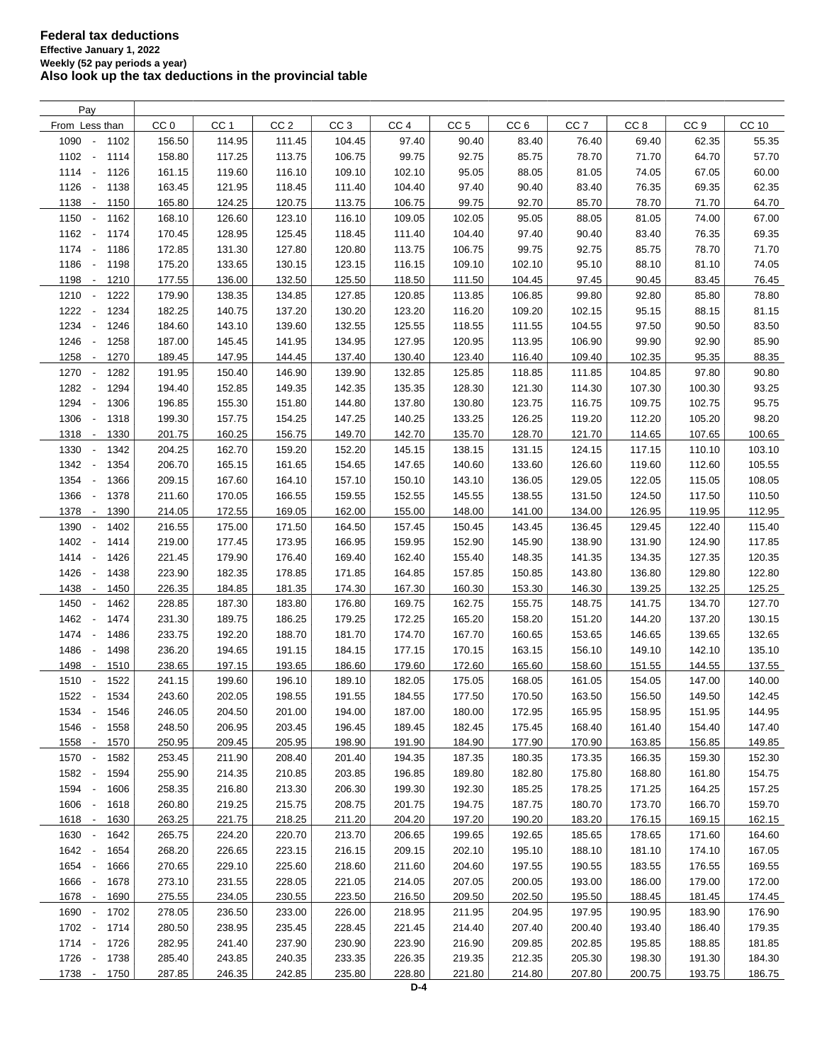**Federal tax deductions**
**Effective January 1, 2022**
**Weekly (52 pay periods a year)**
**Also look up the tax deductions in the provincial table**

| Pay From | Less than | CC 0 | CC 1 | CC 2 | CC 3 | CC 4 | CC 5 | CC 6 | CC 7 | CC 8 | CC 9 | CC 10 |
|---|---|---|---|---|---|---|---|---|---|---|---|---|
| 1090 | 1102 | 156.50 | 114.95 | 111.45 | 104.45 | 97.40 | 90.40 | 83.40 | 76.40 | 69.40 | 62.35 | 55.35 |
| 1102 | 1114 | 158.80 | 117.25 | 113.75 | 106.75 | 99.75 | 92.75 | 85.75 | 78.70 | 71.70 | 64.70 | 57.70 |
| 1114 | 1126 | 161.15 | 119.60 | 116.10 | 109.10 | 102.10 | 95.05 | 88.05 | 81.05 | 74.05 | 67.05 | 60.00 |
| 1126 | 1138 | 163.45 | 121.95 | 118.45 | 111.40 | 104.40 | 97.40 | 90.40 | 83.40 | 76.35 | 69.35 | 62.35 |
| 1138 | 1150 | 165.80 | 124.25 | 120.75 | 113.75 | 106.75 | 99.75 | 92.70 | 85.70 | 78.70 | 71.70 | 64.70 |
| 1150 | 1162 | 168.10 | 126.60 | 123.10 | 116.10 | 109.05 | 102.05 | 95.05 | 88.05 | 81.05 | 74.00 | 67.00 |
| 1162 | 1174 | 170.45 | 128.95 | 125.45 | 118.45 | 111.40 | 104.40 | 97.40 | 90.40 | 83.40 | 76.35 | 69.35 |
| 1174 | 1186 | 172.85 | 131.30 | 127.80 | 120.80 | 113.75 | 106.75 | 99.75 | 92.75 | 85.75 | 78.70 | 71.70 |
| 1186 | 1198 | 175.20 | 133.65 | 130.15 | 123.15 | 116.15 | 109.10 | 102.10 | 95.10 | 88.10 | 81.10 | 74.05 |
| 1198 | 1210 | 177.55 | 136.00 | 132.50 | 125.50 | 118.50 | 111.50 | 104.45 | 97.45 | 90.45 | 83.45 | 76.45 |
| 1210 | 1222 | 179.90 | 138.35 | 134.85 | 127.85 | 120.85 | 113.85 | 106.85 | 99.80 | 92.80 | 85.80 | 78.80 |
| 1222 | 1234 | 182.25 | 140.75 | 137.20 | 130.20 | 123.20 | 116.20 | 109.20 | 102.15 | 95.15 | 88.15 | 81.15 |
| 1234 | 1246 | 184.60 | 143.10 | 139.60 | 132.55 | 125.55 | 118.55 | 111.55 | 104.55 | 97.50 | 90.50 | 83.50 |
| 1246 | 1258 | 187.00 | 145.45 | 141.95 | 134.95 | 127.95 | 120.95 | 113.95 | 106.90 | 99.90 | 92.90 | 85.90 |
| 1258 | 1270 | 189.45 | 147.95 | 144.45 | 137.40 | 130.40 | 123.40 | 116.40 | 109.40 | 102.35 | 95.35 | 88.35 |
| 1270 | 1282 | 191.95 | 150.40 | 146.90 | 139.90 | 132.85 | 125.85 | 118.85 | 111.85 | 104.85 | 97.80 | 90.80 |
| 1282 | 1294 | 194.40 | 152.85 | 149.35 | 142.35 | 135.35 | 128.30 | 121.30 | 114.30 | 107.30 | 100.30 | 93.25 |
| 1294 | 1306 | 196.85 | 155.30 | 151.80 | 144.80 | 137.80 | 130.80 | 123.75 | 116.75 | 109.75 | 102.75 | 95.75 |
| 1306 | 1318 | 199.30 | 157.75 | 154.25 | 147.25 | 140.25 | 133.25 | 126.25 | 119.20 | 112.20 | 105.20 | 98.20 |
| 1318 | 1330 | 201.75 | 160.25 | 156.75 | 149.70 | 142.70 | 135.70 | 128.70 | 121.70 | 114.65 | 107.65 | 100.65 |
| 1330 | 1342 | 204.25 | 162.70 | 159.20 | 152.20 | 145.15 | 138.15 | 131.15 | 124.15 | 117.15 | 110.10 | 103.10 |
| 1342 | 1354 | 206.70 | 165.15 | 161.65 | 154.65 | 147.65 | 140.60 | 133.60 | 126.60 | 119.60 | 112.60 | 105.55 |
| 1354 | 1366 | 209.15 | 167.60 | 164.10 | 157.10 | 150.10 | 143.10 | 136.05 | 129.05 | 122.05 | 115.05 | 108.05 |
| 1366 | 1378 | 211.60 | 170.05 | 166.55 | 159.55 | 152.55 | 145.55 | 138.55 | 131.50 | 124.50 | 117.50 | 110.50 |
| 1378 | 1390 | 214.05 | 172.55 | 169.05 | 162.00 | 155.00 | 148.00 | 141.00 | 134.00 | 126.95 | 119.95 | 112.95 |
| 1390 | 1402 | 216.55 | 175.00 | 171.50 | 164.50 | 157.45 | 150.45 | 143.45 | 136.45 | 129.45 | 122.40 | 115.40 |
| 1402 | 1414 | 219.00 | 177.45 | 173.95 | 166.95 | 159.95 | 152.90 | 145.90 | 138.90 | 131.90 | 124.90 | 117.85 |
| 1414 | 1426 | 221.45 | 179.90 | 176.40 | 169.40 | 162.40 | 155.40 | 148.35 | 141.35 | 134.35 | 127.35 | 120.35 |
| 1426 | 1438 | 223.90 | 182.35 | 178.85 | 171.85 | 164.85 | 157.85 | 150.85 | 143.80 | 136.80 | 129.80 | 122.80 |
| 1438 | 1450 | 226.35 | 184.85 | 181.35 | 174.30 | 167.30 | 160.30 | 153.30 | 146.30 | 139.25 | 132.25 | 125.25 |
| 1450 | 1462 | 228.85 | 187.30 | 183.80 | 176.80 | 169.75 | 162.75 | 155.75 | 148.75 | 141.75 | 134.70 | 127.70 |
| 1462 | 1474 | 231.30 | 189.75 | 186.25 | 179.25 | 172.25 | 165.20 | 158.20 | 151.20 | 144.20 | 137.20 | 130.15 |
| 1474 | 1486 | 233.75 | 192.20 | 188.70 | 181.70 | 174.70 | 167.70 | 160.65 | 153.65 | 146.65 | 139.65 | 132.65 |
| 1486 | 1498 | 236.20 | 194.65 | 191.15 | 184.15 | 177.15 | 170.15 | 163.15 | 156.10 | 149.10 | 142.10 | 135.10 |
| 1498 | 1510 | 238.65 | 197.15 | 193.65 | 186.60 | 179.60 | 172.60 | 165.60 | 158.60 | 151.55 | 144.55 | 137.55 |
| 1510 | 1522 | 241.15 | 199.60 | 196.10 | 189.10 | 182.05 | 175.05 | 168.05 | 161.05 | 154.05 | 147.00 | 140.00 |
| 1522 | 1534 | 243.60 | 202.05 | 198.55 | 191.55 | 184.55 | 177.50 | 170.50 | 163.50 | 156.50 | 149.50 | 142.45 |
| 1534 | 1546 | 246.05 | 204.50 | 201.00 | 194.00 | 187.00 | 180.00 | 172.95 | 165.95 | 158.95 | 151.95 | 144.95 |
| 1546 | 1558 | 248.50 | 206.95 | 203.45 | 196.45 | 189.45 | 182.45 | 175.45 | 168.40 | 161.40 | 154.40 | 147.40 |
| 1558 | 1570 | 250.95 | 209.45 | 205.95 | 198.90 | 191.90 | 184.90 | 177.90 | 170.90 | 163.85 | 156.85 | 149.85 |
| 1570 | 1582 | 253.45 | 211.90 | 208.40 | 201.40 | 194.35 | 187.35 | 180.35 | 173.35 | 166.35 | 159.30 | 152.30 |
| 1582 | 1594 | 255.90 | 214.35 | 210.85 | 203.85 | 196.85 | 189.80 | 182.80 | 175.80 | 168.80 | 161.80 | 154.75 |
| 1594 | 1606 | 258.35 | 216.80 | 213.30 | 206.30 | 199.30 | 192.30 | 185.25 | 178.25 | 171.25 | 164.25 | 157.25 |
| 1606 | 1618 | 260.80 | 219.25 | 215.75 | 208.75 | 201.75 | 194.75 | 187.75 | 180.70 | 173.70 | 166.70 | 159.70 |
| 1618 | 1630 | 263.25 | 221.75 | 218.25 | 211.20 | 204.20 | 197.20 | 190.20 | 183.20 | 176.15 | 169.15 | 162.15 |
| 1630 | 1642 | 265.75 | 224.20 | 220.70 | 213.70 | 206.65 | 199.65 | 192.65 | 185.65 | 178.65 | 171.60 | 164.60 |
| 1642 | 1654 | 268.20 | 226.65 | 223.15 | 216.15 | 209.15 | 202.10 | 195.10 | 188.10 | 181.10 | 174.10 | 167.05 |
| 1654 | 1666 | 270.65 | 229.10 | 225.60 | 218.60 | 211.60 | 204.60 | 197.55 | 190.55 | 183.55 | 176.55 | 169.55 |
| 1666 | 1678 | 273.10 | 231.55 | 228.05 | 221.05 | 214.05 | 207.05 | 200.05 | 193.00 | 186.00 | 179.00 | 172.00 |
| 1678 | 1690 | 275.55 | 234.05 | 230.55 | 223.50 | 216.50 | 209.50 | 202.50 | 195.50 | 188.45 | 181.45 | 174.45 |
| 1690 | 1702 | 278.05 | 236.50 | 233.00 | 226.00 | 218.95 | 211.95 | 204.95 | 197.95 | 190.95 | 183.90 | 176.90 |
| 1702 | 1714 | 280.50 | 238.95 | 235.45 | 228.45 | 221.45 | 214.40 | 207.40 | 200.40 | 193.40 | 186.40 | 179.35 |
| 1714 | 1726 | 282.95 | 241.40 | 237.90 | 230.90 | 223.90 | 216.90 | 209.85 | 202.85 | 195.85 | 188.85 | 181.85 |
| 1726 | 1738 | 285.40 | 243.85 | 240.35 | 233.35 | 226.35 | 219.35 | 212.35 | 205.30 | 198.30 | 191.30 | 184.30 |
| 1738 | 1750 | 287.85 | 246.35 | 242.85 | 235.80 | 228.80 | 221.80 | 214.80 | 207.80 | 200.75 | 193.75 | 186.75 |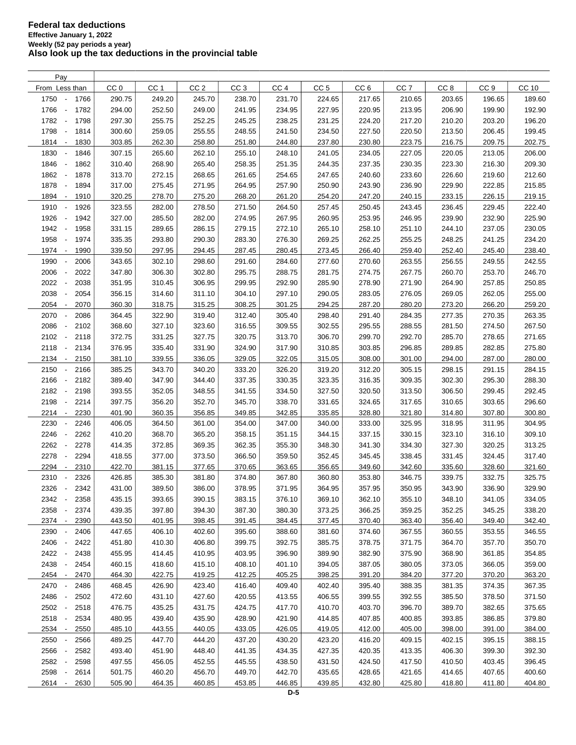# Federal tax deductions

**Effective January 1, 2022**

**Weekly (52 pay periods a year)**

## Also look up the tax deductions in the provincial table

| Pay From | Less than | CC 0 | CC 1 | CC 2 | CC 3 | CC 4 | CC 5 | CC 6 | CC 7 | CC 8 | CC 9 | CC 10 |
|---|---|---|---|---|---|---|---|---|---|---|---|---|
| 1750 | 1766 | 290.75 | 249.20 | 245.70 | 238.70 | 231.70 | 224.65 | 217.65 | 210.65 | 203.65 | 196.65 | 189.60 |
| 1766 | 1782 | 294.00 | 252.50 | 249.00 | 241.95 | 234.95 | 227.95 | 220.95 | 213.95 | 206.90 | 199.90 | 192.90 |
| 1782 | 1798 | 297.30 | 255.75 | 252.25 | 245.25 | 238.25 | 231.25 | 224.20 | 217.20 | 210.20 | 203.20 | 196.20 |
| 1798 | 1814 | 300.60 | 259.05 | 255.55 | 248.55 | 241.50 | 234.50 | 227.50 | 220.50 | 213.50 | 206.45 | 199.45 |
| 1814 | 1830 | 303.85 | 262.30 | 258.80 | 251.80 | 244.80 | 237.80 | 230.80 | 223.75 | 216.75 | 209.75 | 202.75 |
| 1830 | 1846 | 307.15 | 265.60 | 262.10 | 255.10 | 248.10 | 241.05 | 234.05 | 227.05 | 220.05 | 213.05 | 206.00 |
| 1846 | 1862 | 310.40 | 268.90 | 265.40 | 258.35 | 251.35 | 244.35 | 237.35 | 230.35 | 223.30 | 216.30 | 209.30 |
| 1862 | 1878 | 313.70 | 272.15 | 268.65 | 261.65 | 254.65 | 247.65 | 240.60 | 233.60 | 226.60 | 219.60 | 212.60 |
| 1878 | 1894 | 317.00 | 275.45 | 271.95 | 264.95 | 257.90 | 250.90 | 243.90 | 236.90 | 229.90 | 222.85 | 215.85 |
| 1894 | 1910 | 320.25 | 278.70 | 275.20 | 268.20 | 261.20 | 254.20 | 247.20 | 240.15 | 233.15 | 226.15 | 219.15 |
| 1910 | 1926 | 323.55 | 282.00 | 278.50 | 271.50 | 264.50 | 257.45 | 250.45 | 243.45 | 236.45 | 229.45 | 222.40 |
| 1926 | 1942 | 327.00 | 285.50 | 282.00 | 274.95 | 267.95 | 260.95 | 253.95 | 246.95 | 239.90 | 232.90 | 225.90 |
| 1942 | 1958 | 331.15 | 289.65 | 286.15 | 279.15 | 272.10 | 265.10 | 258.10 | 251.10 | 244.10 | 237.05 | 230.05 |
| 1958 | 1974 | 335.35 | 293.80 | 290.30 | 283.30 | 276.30 | 269.25 | 262.25 | 255.25 | 248.25 | 241.25 | 234.20 |
| 1974 | 1990 | 339.50 | 297.95 | 294.45 | 287.45 | 280.45 | 273.45 | 266.40 | 259.40 | 252.40 | 245.40 | 238.40 |
| 1990 | 2006 | 343.65 | 302.10 | 298.60 | 291.60 | 284.60 | 277.60 | 270.60 | 263.55 | 256.55 | 249.55 | 242.55 |
| 2006 | 2022 | 347.80 | 306.30 | 302.80 | 295.75 | 288.75 | 281.75 | 274.75 | 267.75 | 260.70 | 253.70 | 246.70 |
| 2022 | 2038 | 351.95 | 310.45 | 306.95 | 299.95 | 292.90 | 285.90 | 278.90 | 271.90 | 264.90 | 257.85 | 250.85 |
| 2038 | 2054 | 356.15 | 314.60 | 311.10 | 304.10 | 297.10 | 290.05 | 283.05 | 276.05 | 269.05 | 262.05 | 255.00 |
| 2054 | 2070 | 360.30 | 318.75 | 315.25 | 308.25 | 301.25 | 294.25 | 287.20 | 280.20 | 273.20 | 266.20 | 259.20 |
| 2070 | 2086 | 364.45 | 322.90 | 319.40 | 312.40 | 305.40 | 298.40 | 291.40 | 284.35 | 277.35 | 270.35 | 263.35 |
| 2086 | 2102 | 368.60 | 327.10 | 323.60 | 316.55 | 309.55 | 302.55 | 295.55 | 288.55 | 281.50 | 274.50 | 267.50 |
| 2102 | 2118 | 372.75 | 331.25 | 327.75 | 320.75 | 313.70 | 306.70 | 299.70 | 292.70 | 285.70 | 278.65 | 271.65 |
| 2118 | 2134 | 376.95 | 335.40 | 331.90 | 324.90 | 317.90 | 310.85 | 303.85 | 296.85 | 289.85 | 282.85 | 275.80 |
| 2134 | 2150 | 381.10 | 339.55 | 336.05 | 329.05 | 322.05 | 315.05 | 308.00 | 301.00 | 294.00 | 287.00 | 280.00 |
| 2150 | 2166 | 385.25 | 343.70 | 340.20 | 333.20 | 326.20 | 319.20 | 312.20 | 305.15 | 298.15 | 291.15 | 284.15 |
| 2166 | 2182 | 389.40 | 347.90 | 344.40 | 337.35 | 330.35 | 323.35 | 316.35 | 309.35 | 302.30 | 295.30 | 288.30 |
| 2182 | 2198 | 393.55 | 352.05 | 348.55 | 341.55 | 334.50 | 327.50 | 320.50 | 313.50 | 306.50 | 299.45 | 292.45 |
| 2198 | 2214 | 397.75 | 356.20 | 352.70 | 345.70 | 338.70 | 331.65 | 324.65 | 317.65 | 310.65 | 303.65 | 296.60 |
| 2214 | 2230 | 401.90 | 360.35 | 356.85 | 349.85 | 342.85 | 335.85 | 328.80 | 321.80 | 314.80 | 307.80 | 300.80 |
| 2230 | 2246 | 406.05 | 364.50 | 361.00 | 354.00 | 347.00 | 340.00 | 333.00 | 325.95 | 318.95 | 311.95 | 304.95 |
| 2246 | 2262 | 410.20 | 368.70 | 365.20 | 358.15 | 351.15 | 344.15 | 337.15 | 330.15 | 323.10 | 316.10 | 309.10 |
| 2262 | 2278 | 414.35 | 372.85 | 369.35 | 362.35 | 355.30 | 348.30 | 341.30 | 334.30 | 327.30 | 320.25 | 313.25 |
| 2278 | 2294 | 418.55 | 377.00 | 373.50 | 366.50 | 359.50 | 352.45 | 345.45 | 338.45 | 331.45 | 324.45 | 317.40 |
| 2294 | 2310 | 422.70 | 381.15 | 377.65 | 370.65 | 363.65 | 356.65 | 349.60 | 342.60 | 335.60 | 328.60 | 321.60 |
| 2310 | 2326 | 426.85 | 385.30 | 381.80 | 374.80 | 367.80 | 360.80 | 353.80 | 346.75 | 339.75 | 332.75 | 325.75 |
| 2326 | 2342 | 431.00 | 389.50 | 386.00 | 378.95 | 371.95 | 364.95 | 357.95 | 350.95 | 343.90 | 336.90 | 329.90 |
| 2342 | 2358 | 435.15 | 393.65 | 390.15 | 383.15 | 376.10 | 369.10 | 362.10 | 355.10 | 348.10 | 341.05 | 334.05 |
| 2358 | 2374 | 439.35 | 397.80 | 394.30 | 387.30 | 380.30 | 373.25 | 366.25 | 359.25 | 352.25 | 345.25 | 338.20 |
| 2374 | 2390 | 443.50 | 401.95 | 398.45 | 391.45 | 384.45 | 377.45 | 370.40 | 363.40 | 356.40 | 349.40 | 342.40 |
| 2390 | 2406 | 447.65 | 406.10 | 402.60 | 395.60 | 388.60 | 381.60 | 374.60 | 367.55 | 360.55 | 353.55 | 346.55 |
| 2406 | 2422 | 451.80 | 410.30 | 406.80 | 399.75 | 392.75 | 385.75 | 378.75 | 371.75 | 364.70 | 357.70 | 350.70 |
| 2422 | 2438 | 455.95 | 414.45 | 410.95 | 403.95 | 396.90 | 389.90 | 382.90 | 375.90 | 368.90 | 361.85 | 354.85 |
| 2438 | 2454 | 460.15 | 418.60 | 415.10 | 408.10 | 401.10 | 394.05 | 387.05 | 380.05 | 373.05 | 366.05 | 359.00 |
| 2454 | 2470 | 464.30 | 422.75 | 419.25 | 412.25 | 405.25 | 398.25 | 391.20 | 384.20 | 377.20 | 370.20 | 363.20 |
| 2470 | 2486 | 468.45 | 426.90 | 423.40 | 416.40 | 409.40 | 402.40 | 395.40 | 388.35 | 381.35 | 374.35 | 367.35 |
| 2486 | 2502 | 472.60 | 431.10 | 427.60 | 420.55 | 413.55 | 406.55 | 399.55 | 392.55 | 385.50 | 378.50 | 371.50 |
| 2502 | 2518 | 476.75 | 435.25 | 431.75 | 424.75 | 417.70 | 410.70 | 403.70 | 396.70 | 389.70 | 382.65 | 375.65 |
| 2518 | 2534 | 480.95 | 439.40 | 435.90 | 428.90 | 421.90 | 414.85 | 407.85 | 400.85 | 393.85 | 386.85 | 379.80 |
| 2534 | 2550 | 485.10 | 443.55 | 440.05 | 433.05 | 426.05 | 419.05 | 412.00 | 405.00 | 398.00 | 391.00 | 384.00 |
| 2550 | 2566 | 489.25 | 447.70 | 444.20 | 437.20 | 430.20 | 423.20 | 416.20 | 409.15 | 402.15 | 395.15 | 388.15 |
| 2566 | 2582 | 493.40 | 451.90 | 448.40 | 441.35 | 434.35 | 427.35 | 420.35 | 413.35 | 406.30 | 399.30 | 392.30 |
| 2582 | 2598 | 497.55 | 456.05 | 452.55 | 445.55 | 438.50 | 431.50 | 424.50 | 417.50 | 410.50 | 403.45 | 396.45 |
| 2598 | 2614 | 501.75 | 460.20 | 456.70 | 449.70 | 442.70 | 435.65 | 428.65 | 421.65 | 414.65 | 407.65 | 400.60 |
| 2614 | 2630 | 505.90 | 464.35 | 460.85 | 453.85 | 446.85 | 439.85 | 432.80 | 425.80 | 418.80 | 411.80 | 404.80 |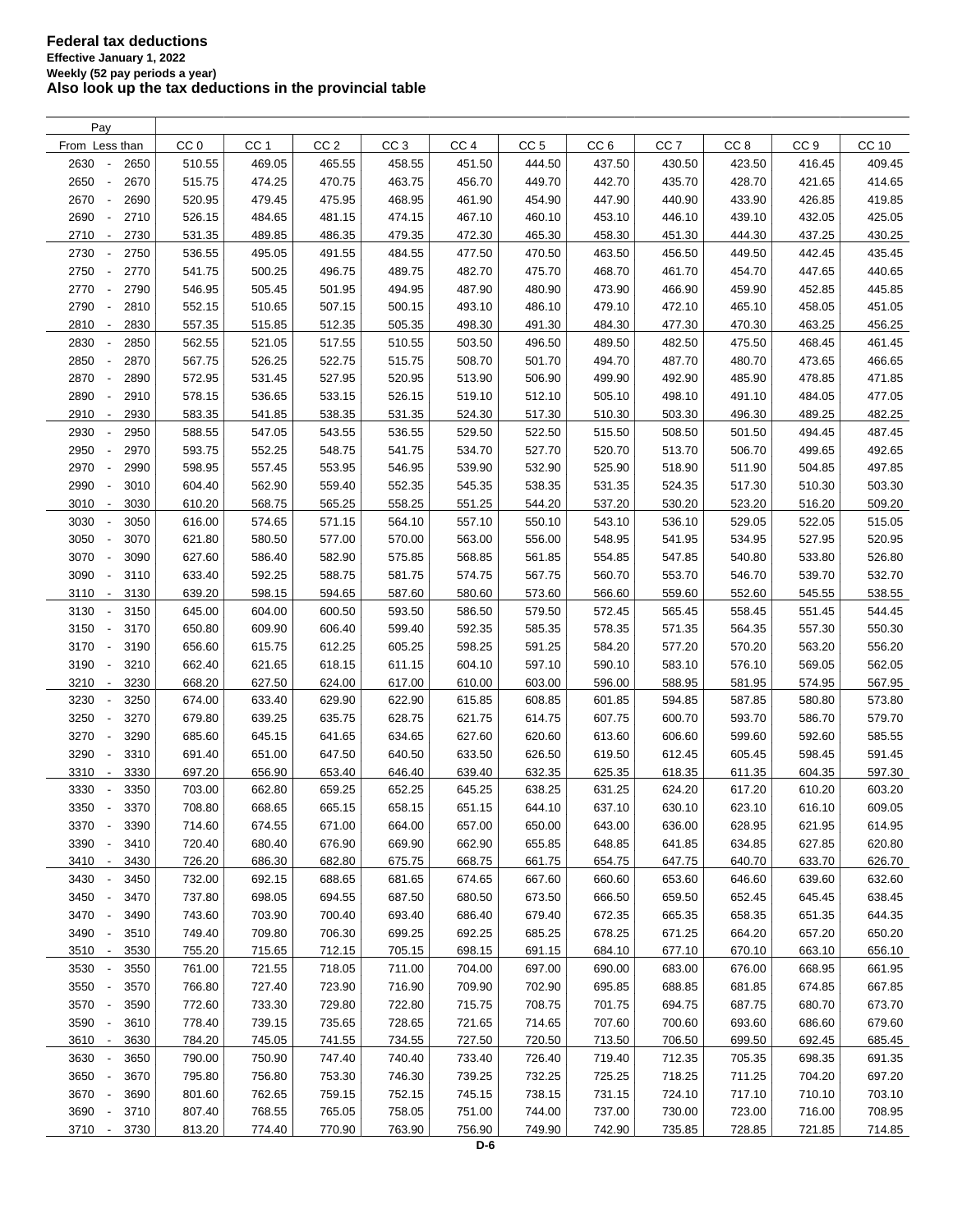# Federal tax deductions

**Effective January 1, 2022**

**Weekly (52 pay periods a year)**

**Also look up the tax deductions in the provincial table**

| Pay From | Less than | CC 0 | CC 1 | CC 2 | CC 3 | CC 4 | CC 5 | CC 6 | CC 7 | CC 8 | CC 9 | CC 10 |
|---|---|---|---|---|---|---|---|---|---|---|---|---|
| 2630 | 2650 | 510.55 | 469.05 | 465.55 | 458.55 | 451.50 | 444.50 | 437.50 | 430.50 | 423.50 | 416.45 | 409.45 |
| 2650 | 2670 | 515.75 | 474.25 | 470.75 | 463.75 | 456.70 | 449.70 | 442.70 | 435.70 | 428.70 | 421.65 | 414.65 |
| 2670 | 2690 | 520.95 | 479.45 | 475.95 | 468.95 | 461.90 | 454.90 | 447.90 | 440.90 | 433.90 | 426.85 | 419.85 |
| 2690 | 2710 | 526.15 | 484.65 | 481.15 | 474.15 | 467.10 | 460.10 | 453.10 | 446.10 | 439.10 | 432.05 | 425.05 |
| 2710 | 2730 | 531.35 | 489.85 | 486.35 | 479.35 | 472.30 | 465.30 | 458.30 | 451.30 | 444.30 | 437.25 | 430.25 |
| 2730 | 2750 | 536.55 | 495.05 | 491.55 | 484.55 | 477.50 | 470.50 | 463.50 | 456.50 | 449.50 | 442.45 | 435.45 |
| 2750 | 2770 | 541.75 | 500.25 | 496.75 | 489.75 | 482.70 | 475.70 | 468.70 | 461.70 | 454.70 | 447.65 | 440.65 |
| 2770 | 2790 | 546.95 | 505.45 | 501.95 | 494.95 | 487.90 | 480.90 | 473.90 | 466.90 | 459.90 | 452.85 | 445.85 |
| 2790 | 2810 | 552.15 | 510.65 | 507.15 | 500.15 | 493.10 | 486.10 | 479.10 | 472.10 | 465.10 | 458.05 | 451.05 |
| 2810 | 2830 | 557.35 | 515.85 | 512.35 | 505.35 | 498.30 | 491.30 | 484.30 | 477.30 | 470.30 | 463.25 | 456.25 |
| 2830 | 2850 | 562.55 | 521.05 | 517.55 | 510.55 | 503.50 | 496.50 | 489.50 | 482.50 | 475.50 | 468.45 | 461.45 |
| 2850 | 2870 | 567.75 | 526.25 | 522.75 | 515.75 | 508.70 | 501.70 | 494.70 | 487.70 | 480.70 | 473.65 | 466.65 |
| 2870 | 2890 | 572.95 | 531.45 | 527.95 | 520.95 | 513.90 | 506.90 | 499.90 | 492.90 | 485.90 | 478.85 | 471.85 |
| 2890 | 2910 | 578.15 | 536.65 | 533.15 | 526.15 | 519.10 | 512.10 | 505.10 | 498.10 | 491.10 | 484.05 | 477.05 |
| 2910 | 2930 | 583.35 | 541.85 | 538.35 | 531.35 | 524.30 | 517.30 | 510.30 | 503.30 | 496.30 | 489.25 | 482.25 |
| 2930 | 2950 | 588.55 | 547.05 | 543.55 | 536.55 | 529.50 | 522.50 | 515.50 | 508.50 | 501.50 | 494.45 | 487.45 |
| 2950 | 2970 | 593.75 | 552.25 | 548.75 | 541.75 | 534.70 | 527.70 | 520.70 | 513.70 | 506.70 | 499.65 | 492.65 |
| 2970 | 2990 | 598.95 | 557.45 | 553.95 | 546.95 | 539.90 | 532.90 | 525.90 | 518.90 | 511.90 | 504.85 | 497.85 |
| 2990 | 3010 | 604.40 | 562.90 | 559.40 | 552.35 | 545.35 | 538.35 | 531.35 | 524.35 | 517.30 | 510.30 | 503.30 |
| 3010 | 3030 | 610.20 | 568.75 | 565.25 | 558.25 | 551.25 | 544.20 | 537.20 | 530.20 | 523.20 | 516.20 | 509.20 |
| 3030 | 3050 | 616.00 | 574.65 | 571.15 | 564.10 | 557.10 | 550.10 | 543.10 | 536.10 | 529.05 | 522.05 | 515.05 |
| 3050 | 3070 | 621.80 | 580.50 | 577.00 | 570.00 | 563.00 | 556.00 | 548.95 | 541.95 | 534.95 | 527.95 | 520.95 |
| 3070 | 3090 | 627.60 | 586.40 | 582.90 | 575.85 | 568.85 | 561.85 | 554.85 | 547.85 | 540.80 | 533.80 | 526.80 |
| 3090 | 3110 | 633.40 | 592.25 | 588.75 | 581.75 | 574.75 | 567.75 | 560.70 | 553.70 | 546.70 | 539.70 | 532.70 |
| 3110 | 3130 | 639.20 | 598.15 | 594.65 | 587.60 | 580.60 | 573.60 | 566.60 | 559.60 | 552.60 | 545.55 | 538.55 |
| 3130 | 3150 | 645.00 | 604.00 | 600.50 | 593.50 | 586.50 | 579.50 | 572.45 | 565.45 | 558.45 | 551.45 | 544.45 |
| 3150 | 3170 | 650.80 | 609.90 | 606.40 | 599.40 | 592.35 | 585.35 | 578.35 | 571.35 | 564.35 | 557.30 | 550.30 |
| 3170 | 3190 | 656.60 | 615.75 | 612.25 | 605.25 | 598.25 | 591.25 | 584.20 | 577.20 | 570.20 | 563.20 | 556.20 |
| 3190 | 3210 | 662.40 | 621.65 | 618.15 | 611.15 | 604.10 | 597.10 | 590.10 | 583.10 | 576.10 | 569.05 | 562.05 |
| 3210 | 3230 | 668.20 | 627.50 | 624.00 | 617.00 | 610.00 | 603.00 | 596.00 | 588.95 | 581.95 | 574.95 | 567.95 |
| 3230 | 3250 | 674.00 | 633.40 | 629.90 | 622.90 | 615.85 | 608.85 | 601.85 | 594.85 | 587.85 | 580.80 | 573.80 |
| 3250 | 3270 | 679.80 | 639.25 | 635.75 | 628.75 | 621.75 | 614.75 | 607.75 | 600.70 | 593.70 | 586.70 | 579.70 |
| 3270 | 3290 | 685.60 | 645.15 | 641.65 | 634.65 | 627.60 | 620.60 | 613.60 | 606.60 | 599.60 | 592.60 | 585.55 |
| 3290 | 3310 | 691.40 | 651.00 | 647.50 | 640.50 | 633.50 | 626.50 | 619.50 | 612.45 | 605.45 | 598.45 | 591.45 |
| 3310 | 3330 | 697.20 | 656.90 | 653.40 | 646.40 | 639.40 | 632.35 | 625.35 | 618.35 | 611.35 | 604.35 | 597.30 |
| 3330 | 3350 | 703.00 | 662.80 | 659.25 | 652.25 | 645.25 | 638.25 | 631.25 | 624.20 | 617.20 | 610.20 | 603.20 |
| 3350 | 3370 | 708.80 | 668.65 | 665.15 | 658.15 | 651.15 | 644.10 | 637.10 | 630.10 | 623.10 | 616.10 | 609.05 |
| 3370 | 3390 | 714.60 | 674.55 | 671.00 | 664.00 | 657.00 | 650.00 | 643.00 | 636.00 | 628.95 | 621.95 | 614.95 |
| 3390 | 3410 | 720.40 | 680.40 | 676.90 | 669.90 | 662.90 | 655.85 | 648.85 | 641.85 | 634.85 | 627.85 | 620.80 |
| 3410 | 3430 | 726.20 | 686.30 | 682.80 | 675.75 | 668.75 | 661.75 | 654.75 | 647.75 | 640.70 | 633.70 | 626.70 |
| 3430 | 3450 | 732.00 | 692.15 | 688.65 | 681.65 | 674.65 | 667.60 | 660.60 | 653.60 | 646.60 | 639.60 | 632.60 |
| 3450 | 3470 | 737.80 | 698.05 | 694.55 | 687.50 | 680.50 | 673.50 | 666.50 | 659.50 | 652.45 | 645.45 | 638.45 |
| 3470 | 3490 | 743.60 | 703.90 | 700.40 | 693.40 | 686.40 | 679.40 | 672.35 | 665.35 | 658.35 | 651.35 | 644.35 |
| 3490 | 3510 | 749.40 | 709.80 | 706.30 | 699.25 | 692.25 | 685.25 | 678.25 | 671.25 | 664.20 | 657.20 | 650.20 |
| 3510 | 3530 | 755.20 | 715.65 | 712.15 | 705.15 | 698.15 | 691.15 | 684.10 | 677.10 | 670.10 | 663.10 | 656.10 |
| 3530 | 3550 | 761.00 | 721.55 | 718.05 | 711.00 | 704.00 | 697.00 | 690.00 | 683.00 | 676.00 | 668.95 | 661.95 |
| 3550 | 3570 | 766.80 | 727.40 | 723.90 | 716.90 | 709.90 | 702.90 | 695.85 | 688.85 | 681.85 | 674.85 | 667.85 |
| 3570 | 3590 | 772.60 | 733.30 | 729.80 | 722.80 | 715.75 | 708.75 | 701.75 | 694.75 | 687.75 | 680.70 | 673.70 |
| 3590 | 3610 | 778.40 | 739.15 | 735.65 | 728.65 | 721.65 | 714.65 | 707.60 | 700.60 | 693.60 | 686.60 | 679.60 |
| 3610 | 3630 | 784.20 | 745.05 | 741.55 | 734.55 | 727.50 | 720.50 | 713.50 | 706.50 | 699.50 | 692.45 | 685.45 |
| 3630 | 3650 | 790.00 | 750.90 | 747.40 | 740.40 | 733.40 | 726.40 | 719.40 | 712.35 | 705.35 | 698.35 | 691.35 |
| 3650 | 3670 | 795.80 | 756.80 | 753.30 | 746.30 | 739.25 | 732.25 | 725.25 | 718.25 | 711.25 | 704.20 | 697.20 |
| 3670 | 3690 | 801.60 | 762.65 | 759.15 | 752.15 | 745.15 | 738.15 | 731.15 | 724.10 | 717.10 | 710.10 | 703.10 |
| 3690 | 3710 | 807.40 | 768.55 | 765.05 | 758.05 | 751.00 | 744.00 | 737.00 | 730.00 | 723.00 | 716.00 | 708.95 |
| 3710 | 3730 | 813.20 | 774.40 | 770.90 | 763.90 | 756.90 | 749.90 | 742.90 | 735.85 | 728.85 | 721.85 | 714.85 |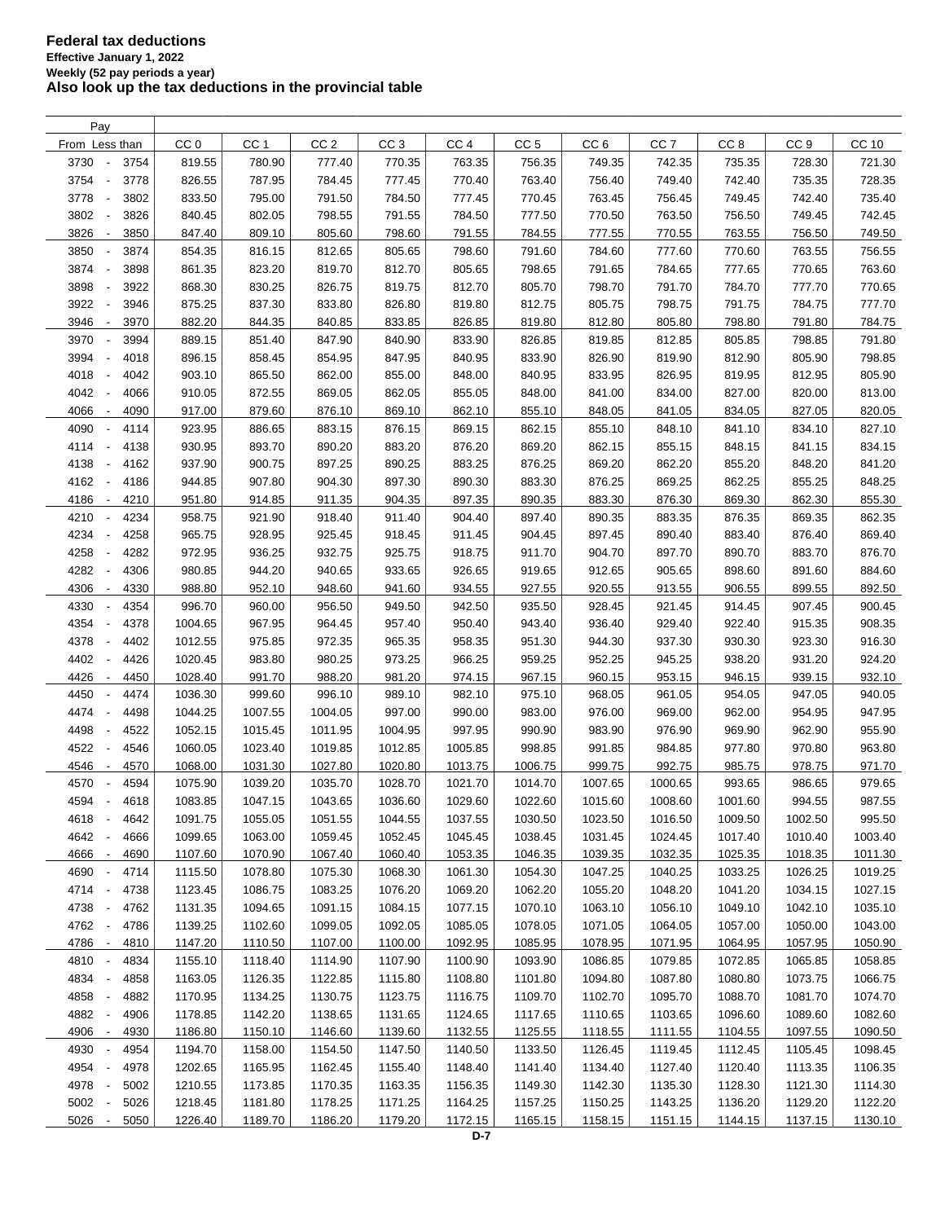**Federal tax deductions**
**Effective January 1, 2022**
**Weekly (52 pay periods a year)**
**Also look up the tax deductions in the provincial table**

| Pay From | Less than | CC 0 | CC 1 | CC 2 | CC 3 | CC 4 | CC 5 | CC 6 | CC 7 | CC 8 | CC 9 | CC 10 |
|---|---|---|---|---|---|---|---|---|---|---|---|---|
| 3730 - | 3754 | 819.55 | 780.90 | 777.40 | 770.35 | 763.35 | 756.35 | 749.35 | 742.35 | 735.35 | 728.30 | 721.30 |
| 3754 - | 3778 | 826.55 | 787.95 | 784.45 | 777.45 | 770.40 | 763.40 | 756.40 | 749.40 | 742.40 | 735.35 | 728.35 |
| 3778 - | 3802 | 833.50 | 795.00 | 791.50 | 784.50 | 777.45 | 770.45 | 763.45 | 756.45 | 749.45 | 742.40 | 735.40 |
| 3802 - | 3826 | 840.45 | 802.05 | 798.55 | 791.55 | 784.50 | 777.50 | 770.50 | 763.50 | 756.50 | 749.45 | 742.45 |
| 3826 - | 3850 | 847.40 | 809.10 | 805.60 | 798.60 | 791.55 | 784.55 | 777.55 | 770.55 | 763.55 | 756.50 | 749.50 |
| 3850 - | 3874 | 854.35 | 816.15 | 812.65 | 805.65 | 798.60 | 791.60 | 784.60 | 777.60 | 770.60 | 763.55 | 756.55 |
| 3874 - | 3898 | 861.35 | 823.20 | 819.70 | 812.70 | 805.65 | 798.65 | 791.65 | 784.65 | 777.65 | 770.65 | 763.60 |
| 3898 - | 3922 | 868.30 | 830.25 | 826.75 | 819.75 | 812.70 | 805.70 | 798.70 | 791.70 | 784.70 | 777.70 | 770.65 |
| 3922 - | 3946 | 875.25 | 837.30 | 833.80 | 826.80 | 819.80 | 812.75 | 805.75 | 798.75 | 791.75 | 784.75 | 777.70 |
| 3946 - | 3970 | 882.20 | 844.35 | 840.85 | 833.85 | 826.85 | 819.80 | 812.80 | 805.80 | 798.80 | 791.80 | 784.75 |
| 3970 - | 3994 | 889.15 | 851.40 | 847.90 | 840.90 | 833.90 | 826.85 | 819.85 | 812.85 | 805.85 | 798.85 | 791.80 |
| 3994 - | 4018 | 896.15 | 858.45 | 854.95 | 847.95 | 840.95 | 833.90 | 826.90 | 819.90 | 812.90 | 805.90 | 798.85 |
| 4018 - | 4042 | 903.10 | 865.50 | 862.00 | 855.00 | 848.00 | 840.95 | 833.95 | 826.95 | 819.95 | 812.95 | 805.90 |
| 4042 - | 4066 | 910.05 | 872.55 | 869.05 | 862.05 | 855.05 | 848.00 | 841.00 | 834.00 | 827.00 | 820.00 | 813.00 |
| 4066 - | 4090 | 917.00 | 879.60 | 876.10 | 869.10 | 862.10 | 855.10 | 848.05 | 841.05 | 834.05 | 827.05 | 820.05 |
| 4090 - | 4114 | 923.95 | 886.65 | 883.15 | 876.15 | 869.15 | 862.15 | 855.10 | 848.10 | 841.10 | 834.10 | 827.10 |
| 4114 - | 4138 | 930.95 | 893.70 | 890.20 | 883.20 | 876.20 | 869.20 | 862.15 | 855.15 | 848.15 | 841.15 | 834.15 |
| 4138 - | 4162 | 937.90 | 900.75 | 897.25 | 890.25 | 883.25 | 876.25 | 869.20 | 862.20 | 855.20 | 848.20 | 841.20 |
| 4162 - | 4186 | 944.85 | 907.80 | 904.30 | 897.30 | 890.30 | 883.30 | 876.25 | 869.25 | 862.25 | 855.25 | 848.25 |
| 4186 - | 4210 | 951.80 | 914.85 | 911.35 | 904.35 | 897.35 | 890.35 | 883.30 | 876.30 | 869.30 | 862.30 | 855.30 |
| 4210 - | 4234 | 958.75 | 921.90 | 918.40 | 911.40 | 904.40 | 897.40 | 890.35 | 883.35 | 876.35 | 869.35 | 862.35 |
| 4234 - | 4258 | 965.75 | 928.95 | 925.45 | 918.45 | 911.45 | 904.45 | 897.45 | 890.40 | 883.40 | 876.40 | 869.40 |
| 4258 - | 4282 | 972.95 | 936.25 | 932.75 | 925.75 | 918.75 | 911.70 | 904.70 | 897.70 | 890.70 | 883.70 | 876.70 |
| 4282 - | 4306 | 980.85 | 944.20 | 940.65 | 933.65 | 926.65 | 919.65 | 912.65 | 905.65 | 898.60 | 891.60 | 884.60 |
| 4306 - | 4330 | 988.80 | 952.10 | 948.60 | 941.60 | 934.55 | 927.55 | 920.55 | 913.55 | 906.55 | 899.55 | 892.50 |
| 4330 - | 4354 | 996.70 | 960.00 | 956.50 | 949.50 | 942.50 | 935.50 | 928.45 | 921.45 | 914.45 | 907.45 | 900.45 |
| 4354 - | 4378 | 1004.65 | 967.95 | 964.45 | 957.40 | 950.40 | 943.40 | 936.40 | 929.40 | 922.40 | 915.35 | 908.35 |
| 4378 - | 4402 | 1012.55 | 975.85 | 972.35 | 965.35 | 958.35 | 951.30 | 944.30 | 937.30 | 930.30 | 923.30 | 916.30 |
| 4402 - | 4426 | 1020.45 | 983.80 | 980.25 | 973.25 | 966.25 | 959.25 | 952.25 | 945.25 | 938.20 | 931.20 | 924.20 |
| 4426 - | 4450 | 1028.40 | 991.70 | 988.20 | 981.20 | 974.15 | 967.15 | 960.15 | 953.15 | 946.15 | 939.15 | 932.10 |
| 4450 - | 4474 | 1036.30 | 999.60 | 996.10 | 989.10 | 982.10 | 975.10 | 968.05 | 961.05 | 954.05 | 947.05 | 940.05 |
| 4474 - | 4498 | 1044.25 | 1007.55 | 1004.05 | 997.00 | 990.00 | 983.00 | 976.00 | 969.00 | 962.00 | 954.95 | 947.95 |
| 4498 - | 4522 | 1052.15 | 1015.45 | 1011.95 | 1004.95 | 997.95 | 990.90 | 983.90 | 976.90 | 969.90 | 962.90 | 955.90 |
| 4522 - | 4546 | 1060.05 | 1023.40 | 1019.85 | 1012.85 | 1005.85 | 998.85 | 991.85 | 984.85 | 977.80 | 970.80 | 963.80 |
| 4546 - | 4570 | 1068.00 | 1031.30 | 1027.80 | 1020.80 | 1013.75 | 1006.75 | 999.75 | 992.75 | 985.75 | 978.75 | 971.70 |
| 4570 - | 4594 | 1075.90 | 1039.20 | 1035.70 | 1028.70 | 1021.70 | 1014.70 | 1007.65 | 1000.65 | 993.65 | 986.65 | 979.65 |
| 4594 - | 4618 | 1083.85 | 1047.15 | 1043.65 | 1036.60 | 1029.60 | 1022.60 | 1015.60 | 1008.60 | 1001.60 | 994.55 | 987.55 |
| 4618 - | 4642 | 1091.75 | 1055.05 | 1051.55 | 1044.55 | 1037.55 | 1030.50 | 1023.50 | 1016.50 | 1009.50 | 1002.50 | 995.50 |
| 4642 - | 4666 | 1099.65 | 1063.00 | 1059.45 | 1052.45 | 1045.45 | 1038.45 | 1031.45 | 1024.45 | 1017.40 | 1010.40 | 1003.40 |
| 4666 - | 4690 | 1107.60 | 1070.90 | 1067.40 | 1060.40 | 1053.35 | 1046.35 | 1039.35 | 1032.35 | 1025.35 | 1018.35 | 1011.30 |
| 4690 - | 4714 | 1115.50 | 1078.80 | 1075.30 | 1068.30 | 1061.30 | 1054.30 | 1047.25 | 1040.25 | 1033.25 | 1026.25 | 1019.25 |
| 4714 - | 4738 | 1123.45 | 1086.75 | 1083.25 | 1076.20 | 1069.20 | 1062.20 | 1055.20 | 1048.20 | 1041.20 | 1034.15 | 1027.15 |
| 4738 - | 4762 | 1131.35 | 1094.65 | 1091.15 | 1084.15 | 1077.15 | 1070.10 | 1063.10 | 1056.10 | 1049.10 | 1042.10 | 1035.10 |
| 4762 - | 4786 | 1139.25 | 1102.60 | 1099.05 | 1092.05 | 1085.05 | 1078.05 | 1071.05 | 1064.05 | 1057.00 | 1050.00 | 1043.00 |
| 4786 - | 4810 | 1147.20 | 1110.50 | 1107.00 | 1100.00 | 1092.95 | 1085.95 | 1078.95 | 1071.95 | 1064.95 | 1057.95 | 1050.90 |
| 4810 - | 4834 | 1155.10 | 1118.40 | 1114.90 | 1107.90 | 1100.90 | 1093.90 | 1086.85 | 1079.85 | 1072.85 | 1065.85 | 1058.85 |
| 4834 - | 4858 | 1163.05 | 1126.35 | 1122.85 | 1115.80 | 1108.80 | 1101.80 | 1094.80 | 1087.80 | 1080.80 | 1073.75 | 1066.75 |
| 4858 - | 4882 | 1170.95 | 1134.25 | 1130.75 | 1123.75 | 1116.75 | 1109.70 | 1102.70 | 1095.70 | 1088.70 | 1081.70 | 1074.70 |
| 4882 - | 4906 | 1178.85 | 1142.20 | 1138.65 | 1131.65 | 1124.65 | 1117.65 | 1110.65 | 1103.65 | 1096.60 | 1089.60 | 1082.60 |
| 4906 - | 4930 | 1186.80 | 1150.10 | 1146.60 | 1139.60 | 1132.55 | 1125.55 | 1118.55 | 1111.55 | 1104.55 | 1097.55 | 1090.50 |
| 4930 - | 4954 | 1194.70 | 1158.00 | 1154.50 | 1147.50 | 1140.50 | 1133.50 | 1126.45 | 1119.45 | 1112.45 | 1105.45 | 1098.45 |
| 4954 - | 4978 | 1202.65 | 1165.95 | 1162.45 | 1155.40 | 1148.40 | 1141.40 | 1134.40 | 1127.40 | 1120.40 | 1113.35 | 1106.35 |
| 4978 - | 5002 | 1210.55 | 1173.85 | 1170.35 | 1163.35 | 1156.35 | 1149.30 | 1142.30 | 1135.30 | 1128.30 | 1121.30 | 1114.30 |
| 5002 - | 5026 | 1218.45 | 1181.80 | 1178.25 | 1171.25 | 1164.25 | 1157.25 | 1150.25 | 1143.25 | 1136.20 | 1129.20 | 1122.20 |
| 5026 - | 5050 | 1226.40 | 1189.70 | 1186.20 | 1179.20 | 1172.15 | 1165.15 | 1158.15 | 1151.15 | 1144.15 | 1137.15 | 1130.10 |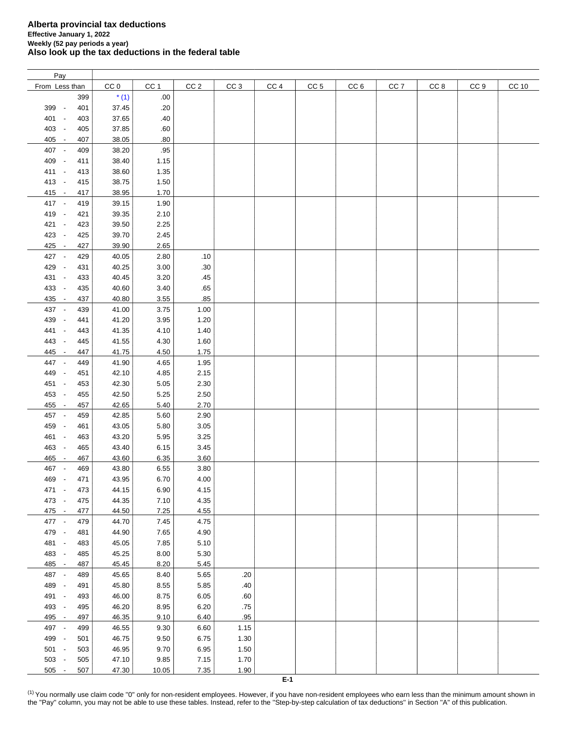## Alberta provincial tax deductions

**Effective January 1, 2022**

**Weekly (52 pay periods a year)**

**Also look up the tax deductions in the federal table**

| Pay From - Less than | CC 0 | CC 1 | CC 2 | CC 3 | CC 4 | CC 5 | CC 6 | CC 7 | CC 8 | CC 9 | CC 10 |
|---|---|---|---|---|---|---|---|---|---|---|---|
| 399 | * (1) | .00 | | | | | | | | | |
| 399 - 401 | 37.45 | .20 | | | | | | | | | |
| 401 - 403 | 37.65 | .40 | | | | | | | | | |
| 403 - 405 | 37.85 | .60 | | | | | | | | | |
| 405 - 407 | 38.05 | .80 | | | | | | | | | |
| 407 - 409 | 38.20 | .95 | | | | | | | | | |
| 409 - 411 | 38.40 | 1.15 | | | | | | | | | |
| 411 - 413 | 38.60 | 1.35 | | | | | | | | | |
| 413 - 415 | 38.75 | 1.50 | | | | | | | | | |
| 415 - 417 | 38.95 | 1.70 | | | | | | | | | |
| 417 - 419 | 39.15 | 1.90 | | | | | | | | | |
| 419 - 421 | 39.35 | 2.10 | | | | | | | | | |
| 421 - 423 | 39.50 | 2.25 | | | | | | | | | |
| 423 - 425 | 39.70 | 2.45 | | | | | | | | | |
| 425 - 427 | 39.90 | 2.65 | | | | | | | | | |
| 427 - 429 | 40.05 | 2.80 | .10 | | | | | | | | |
| 429 - 431 | 40.25 | 3.00 | .30 | | | | | | | | |
| 431 - 433 | 40.45 | 3.20 | .45 | | | | | | | | |
| 433 - 435 | 40.60 | 3.40 | .65 | | | | | | | | |
| 435 - 437 | 40.80 | 3.55 | .85 | | | | | | | | |
| 437 - 439 | 41.00 | 3.75 | 1.00 | | | | | | | | |
| 439 - 441 | 41.20 | 3.95 | 1.20 | | | | | | | | |
| 441 - 443 | 41.35 | 4.10 | 1.40 | | | | | | | | |
| 443 - 445 | 41.55 | 4.30 | 1.60 | | | | | | | | |
| 445 - 447 | 41.75 | 4.50 | 1.75 | | | | | | | | |
| 447 - 449 | 41.90 | 4.65 | 1.95 | | | | | | | | |
| 449 - 451 | 42.10 | 4.85 | 2.15 | | | | | | | | |
| 451 - 453 | 42.30 | 5.05 | 2.30 | | | | | | | | |
| 453 - 455 | 42.50 | 5.25 | 2.50 | | | | | | | | |
| 455 - 457 | 42.65 | 5.40 | 2.70 | | | | | | | | |
| 457 - 459 | 42.85 | 5.60 | 2.90 | | | | | | | | |
| 459 - 461 | 43.05 | 5.80 | 3.05 | | | | | | | | |
| 461 - 463 | 43.20 | 5.95 | 3.25 | | | | | | | | |
| 463 - 465 | 43.40 | 6.15 | 3.45 | | | | | | | | |
| 465 - 467 | 43.60 | 6.35 | 3.60 | | | | | | | | |
| 467 - 469 | 43.80 | 6.55 | 3.80 | | | | | | | | |
| 469 - 471 | 43.95 | 6.70 | 4.00 | | | | | | | | |
| 471 - 473 | 44.15 | 6.90 | 4.15 | | | | | | | | |
| 473 - 475 | 44.35 | 7.10 | 4.35 | | | | | | | | |
| 475 - 477 | 44.50 | 7.25 | 4.55 | | | | | | | | |
| 477 - 479 | 44.70 | 7.45 | 4.75 | | | | | | | | |
| 479 - 481 | 44.90 | 7.65 | 4.90 | | | | | | | | |
| 481 - 483 | 45.05 | 7.85 | 5.10 | | | | | | | | |
| 483 - 485 | 45.25 | 8.00 | 5.30 | | | | | | | | |
| 485 - 487 | 45.45 | 8.20 | 5.45 | | | | | | | | |
| 487 - 489 | 45.65 | 8.40 | 5.65 | .20 | | | | | | | |
| 489 - 491 | 45.80 | 8.55 | 5.85 | .40 | | | | | | | |
| 491 - 493 | 46.00 | 8.75 | 6.05 | .60 | | | | | | | |
| 493 - 495 | 46.20 | 8.95 | 6.20 | .75 | | | | | | | |
| 495 - 497 | 46.35 | 9.10 | 6.40 | .95 | | | | | | | |
| 497 - 499 | 46.55 | 9.30 | 6.60 | 1.15 | | | | | | | |
| 499 - 501 | 46.75 | 9.50 | 6.75 | 1.30 | | | | | | | |
| 501 - 503 | 46.95 | 9.70 | 6.95 | 1.50 | | | | | | | |
| 503 - 505 | 47.10 | 9.85 | 7.15 | 1.70 | | | | | | | |
| 505 - 507 | 47.30 | 10.05 | 7.35 | 1.90 | | | | | | | |

E-1

(1) You normally use claim code "0" only for non-resident employees. However, if you have non-resident employees who earn less than the minimum amount shown in the "Pay" column, you may not be able to use these tables. Instead, refer to the "Step-by-step calculation of tax deductions" in Section "A" of this publication.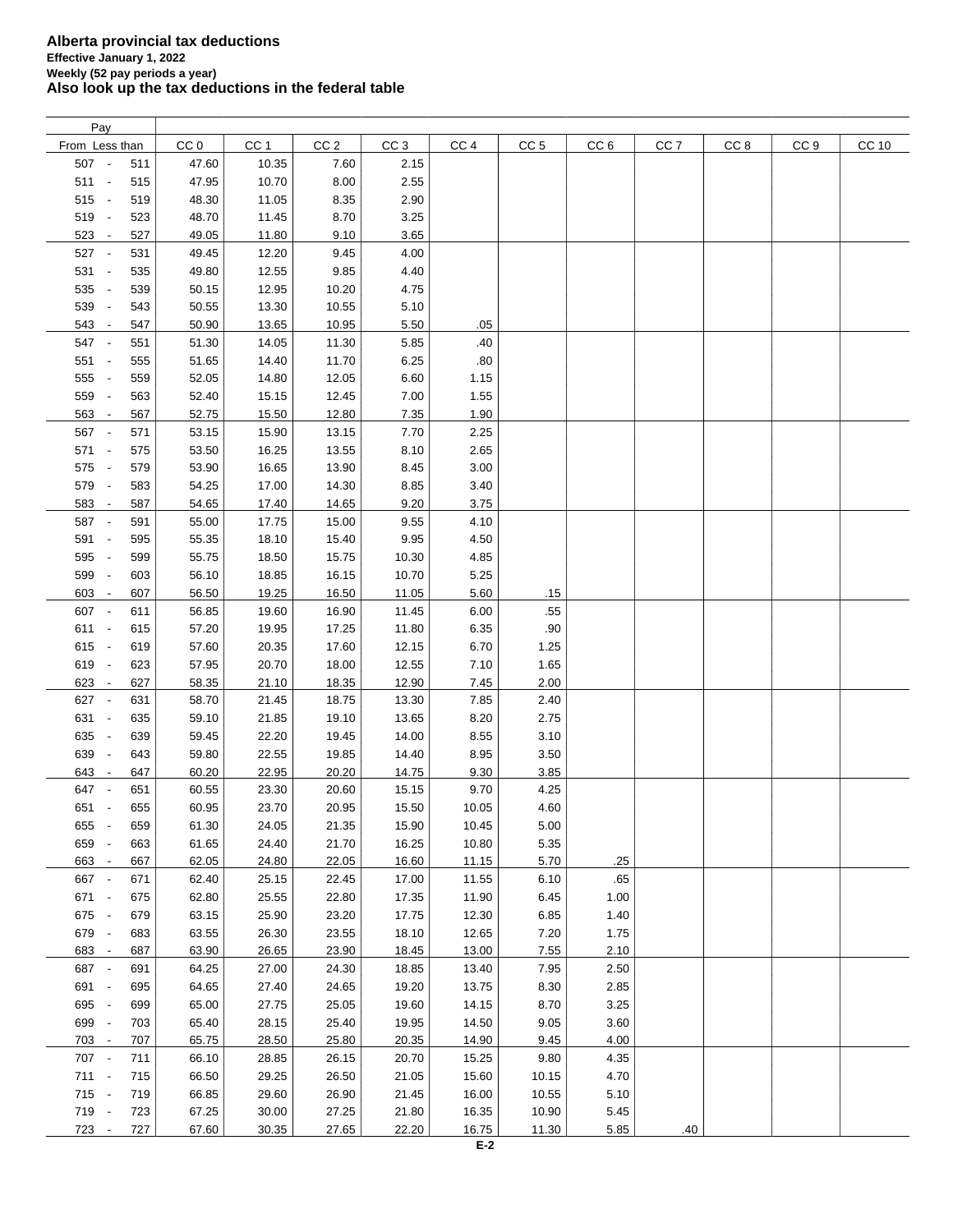**Alberta provincial tax deductions**
**Effective January 1, 2022**
**Weekly (52 pay periods a year)**
**Also look up the tax deductions in the federal table**

| Pay From | Less than | CC 0 | CC 1 | CC 2 | CC 3 | CC 4 | CC 5 | CC 6 | CC 7 | CC 8 | CC 9 | CC 10 |
|---|---|---|---|---|---|---|---|---|---|---|---|---|
| 507 - | 511 | 47.60 | 10.35 | 7.60 | 2.15 | | | | | | | |
| 511 - | 515 | 47.95 | 10.70 | 8.00 | 2.55 | | | | | | | |
| 515 - | 519 | 48.30 | 11.05 | 8.35 | 2.90 | | | | | | | |
| 519 - | 523 | 48.70 | 11.45 | 8.70 | 3.25 | | | | | | | |
| 523 - | 527 | 49.05 | 11.80 | 9.10 | 3.65 | | | | | | | |
| 527 - | 531 | 49.45 | 12.20 | 9.45 | 4.00 | | | | | | | |
| 531 - | 535 | 49.80 | 12.55 | 9.85 | 4.40 | | | | | | | |
| 535 - | 539 | 50.15 | 12.95 | 10.20 | 4.75 | | | | | | | |
| 539 - | 543 | 50.55 | 13.30 | 10.55 | 5.10 | | | | | | | |
| 543 - | 547 | 50.90 | 13.65 | 10.95 | 5.50 | .05 | | | | | | |
| 547 - | 551 | 51.30 | 14.05 | 11.30 | 5.85 | .40 | | | | | | |
| 551 - | 555 | 51.65 | 14.40 | 11.70 | 6.25 | .80 | | | | | | |
| 555 - | 559 | 52.05 | 14.80 | 12.05 | 6.60 | 1.15 | | | | | | |
| 559 - | 563 | 52.40 | 15.15 | 12.45 | 7.00 | 1.55 | | | | | | |
| 563 - | 567 | 52.75 | 15.50 | 12.80 | 7.35 | 1.90 | | | | | | |
| 567 - | 571 | 53.15 | 15.90 | 13.15 | 7.70 | 2.25 | | | | | | |
| 571 - | 575 | 53.50 | 16.25 | 13.55 | 8.10 | 2.65 | | | | | | |
| 575 - | 579 | 53.90 | 16.65 | 13.90 | 8.45 | 3.00 | | | | | | |
| 579 - | 583 | 54.25 | 17.00 | 14.30 | 8.85 | 3.40 | | | | | | |
| 583 - | 587 | 54.65 | 17.40 | 14.65 | 9.20 | 3.75 | | | | | | |
| 587 - | 591 | 55.00 | 17.75 | 15.00 | 9.55 | 4.10 | | | | | | |
| 591 - | 595 | 55.35 | 18.10 | 15.40 | 9.95 | 4.50 | | | | | | |
| 595 - | 599 | 55.75 | 18.50 | 15.75 | 10.30 | 4.85 | | | | | | |
| 599 - | 603 | 56.10 | 18.85 | 16.15 | 10.70 | 5.25 | | | | | | |
| 603 - | 607 | 56.50 | 19.25 | 16.50 | 11.05 | 5.60 | .15 | | | | | |
| 607 - | 611 | 56.85 | 19.60 | 16.90 | 11.45 | 6.00 | .55 | | | | | |
| 611 - | 615 | 57.20 | 19.95 | 17.25 | 11.80 | 6.35 | .90 | | | | | |
| 615 - | 619 | 57.60 | 20.35 | 17.60 | 12.15 | 6.70 | 1.25 | | | | | |
| 619 - | 623 | 57.95 | 20.70 | 18.00 | 12.55 | 7.10 | 1.65 | | | | | |
| 623 - | 627 | 58.35 | 21.10 | 18.35 | 12.90 | 7.45 | 2.00 | | | | | |
| 627 - | 631 | 58.70 | 21.45 | 18.75 | 13.30 | 7.85 | 2.40 | | | | | |
| 631 - | 635 | 59.10 | 21.85 | 19.10 | 13.65 | 8.20 | 2.75 | | | | | |
| 635 - | 639 | 59.45 | 22.20 | 19.45 | 14.00 | 8.55 | 3.10 | | | | | |
| 639 - | 643 | 59.80 | 22.55 | 19.85 | 14.40 | 8.95 | 3.50 | | | | | |
| 643 - | 647 | 60.20 | 22.95 | 20.20 | 14.75 | 9.30 | 3.85 | | | | | |
| 647 - | 651 | 60.55 | 23.30 | 20.60 | 15.15 | 9.70 | 4.25 | | | | | |
| 651 - | 655 | 60.95 | 23.70 | 20.95 | 15.50 | 10.05 | 4.60 | | | | | |
| 655 - | 659 | 61.30 | 24.05 | 21.35 | 15.90 | 10.45 | 5.00 | | | | | |
| 659 - | 663 | 61.65 | 24.40 | 21.70 | 16.25 | 10.80 | 5.35 | | | | | |
| 663 - | 667 | 62.05 | 24.80 | 22.05 | 16.60 | 11.15 | 5.70 | .25 | | | | |
| 667 - | 671 | 62.40 | 25.15 | 22.45 | 17.00 | 11.55 | 6.10 | .65 | | | | |
| 671 - | 675 | 62.80 | 25.55 | 22.80 | 17.35 | 11.90 | 6.45 | 1.00 | | | | |
| 675 - | 679 | 63.15 | 25.90 | 23.20 | 17.75 | 12.30 | 6.85 | 1.40 | | | | |
| 679 - | 683 | 63.55 | 26.30 | 23.55 | 18.10 | 12.65 | 7.20 | 1.75 | | | | |
| 683 - | 687 | 63.90 | 26.65 | 23.90 | 18.45 | 13.00 | 7.55 | 2.10 | | | | |
| 687 - | 691 | 64.25 | 27.00 | 24.30 | 18.85 | 13.40 | 7.95 | 2.50 | | | | |
| 691 - | 695 | 64.65 | 27.40 | 24.65 | 19.20 | 13.75 | 8.30 | 2.85 | | | | |
| 695 - | 699 | 65.00 | 27.75 | 25.05 | 19.60 | 14.15 | 8.70 | 3.25 | | | | |
| 699 - | 703 | 65.40 | 28.15 | 25.40 | 19.95 | 14.50 | 9.05 | 3.60 | | | | |
| 703 - | 707 | 65.75 | 28.50 | 25.80 | 20.35 | 14.90 | 9.45 | 4.00 | | | | |
| 707 - | 711 | 66.10 | 28.85 | 26.15 | 20.70 | 15.25 | 9.80 | 4.35 | | | | |
| 711 - | 715 | 66.50 | 29.25 | 26.50 | 21.05 | 15.60 | 10.15 | 4.70 | | | | |
| 715 - | 719 | 66.85 | 29.60 | 26.90 | 21.45 | 16.00 | 10.55 | 5.10 | | | | |
| 719 - | 723 | 67.25 | 30.00 | 27.25 | 21.80 | 16.35 | 10.90 | 5.45 | | | | |
| 723 - | 727 | 67.60 | 30.35 | 27.65 | 22.20 | 16.75 | 11.30 | 5.85 | .40 | | | |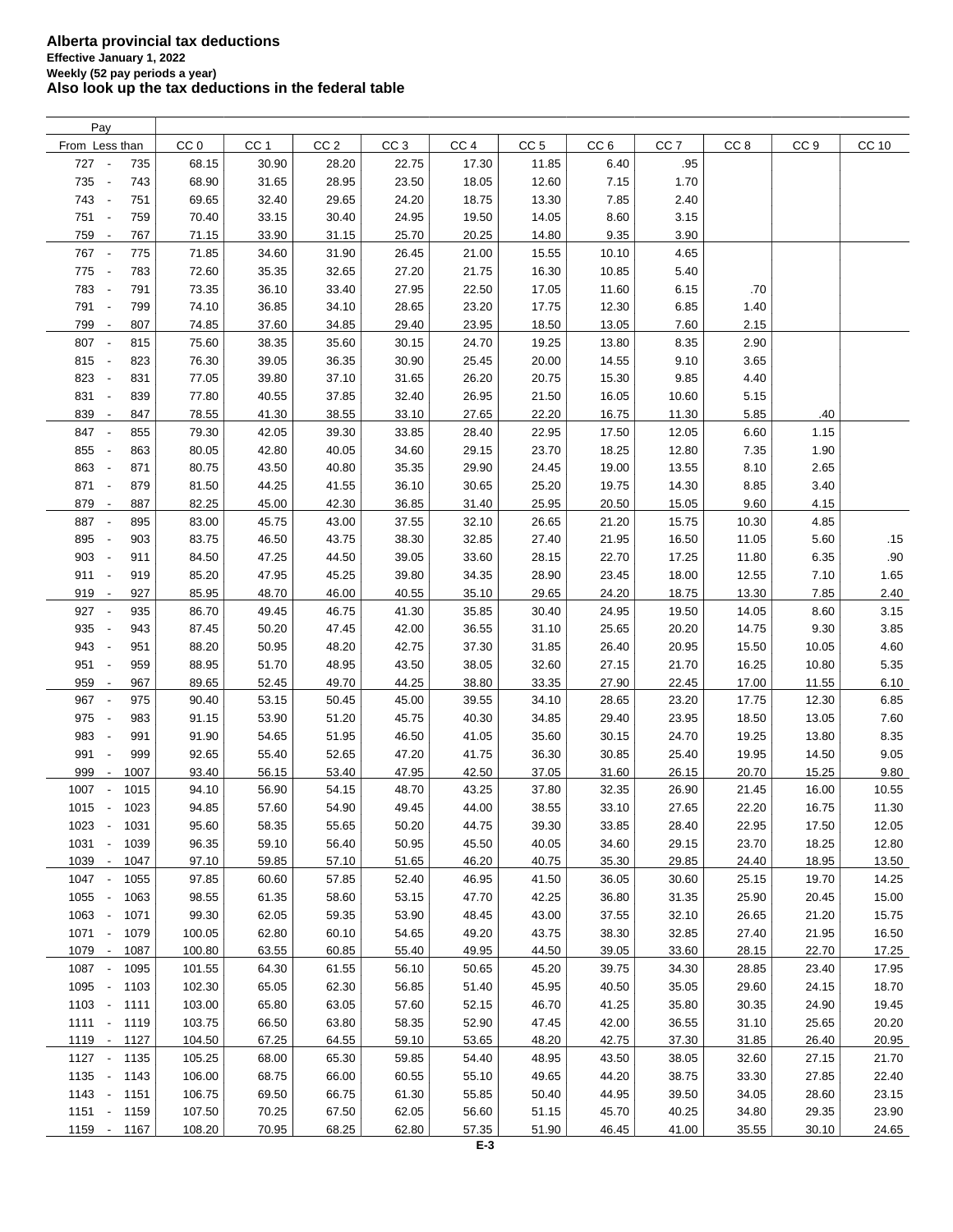**Alberta provincial tax deductions**
**Effective January 1, 2022**
**Weekly (52 pay periods a year)**
**Also look up the tax deductions in the federal table**

| Pay | | | | | | | | | | | | |
|---|---|---|---|---|---|---|---|---|---|---|---|---|
| From | Less than | CC 0 | CC 1 | CC 2 | CC 3 | CC 4 | CC 5 | CC 6 | CC 7 | CC 8 | CC 9 | CC 10 |
| 727 - | 735 | 68.15 | 30.90 | 28.20 | 22.75 | 17.30 | 11.85 | 6.40 | .95 | | | |
| 735 - | 743 | 68.90 | 31.65 | 28.95 | 23.50 | 18.05 | 12.60 | 7.15 | 1.70 | | | |
| 743 - | 751 | 69.65 | 32.40 | 29.65 | 24.20 | 18.75 | 13.30 | 7.85 | 2.40 | | | |
| 751 - | 759 | 70.40 | 33.15 | 30.40 | 24.95 | 19.50 | 14.05 | 8.60 | 3.15 | | | |
| 759 - | 767 | 71.15 | 33.90 | 31.15 | 25.70 | 20.25 | 14.80 | 9.35 | 3.90 | | | |
| 767 - | 775 | 71.85 | 34.60 | 31.90 | 26.45 | 21.00 | 15.55 | 10.10 | 4.65 | | | |
| 775 - | 783 | 72.60 | 35.35 | 32.65 | 27.20 | 21.75 | 16.30 | 10.85 | 5.40 | | | |
| 783 - | 791 | 73.35 | 36.10 | 33.40 | 27.95 | 22.50 | 17.05 | 11.60 | 6.15 | .70 | | |
| 791 - | 799 | 74.10 | 36.85 | 34.10 | 28.65 | 23.20 | 17.75 | 12.30 | 6.85 | 1.40 | | |
| 799 - | 807 | 74.85 | 37.60 | 34.85 | 29.40 | 23.95 | 18.50 | 13.05 | 7.60 | 2.15 | | |
| 807 - | 815 | 75.60 | 38.35 | 35.60 | 30.15 | 24.70 | 19.25 | 13.80 | 8.35 | 2.90 | | |
| 815 - | 823 | 76.30 | 39.05 | 36.35 | 30.90 | 25.45 | 20.00 | 14.55 | 9.10 | 3.65 | | |
| 823 - | 831 | 77.05 | 39.80 | 37.10 | 31.65 | 26.20 | 20.75 | 15.30 | 9.85 | 4.40 | | |
| 831 - | 839 | 77.80 | 40.55 | 37.85 | 32.40 | 26.95 | 21.50 | 16.05 | 10.60 | 5.15 | | |
| 839 - | 847 | 78.55 | 41.30 | 38.55 | 33.10 | 27.65 | 22.20 | 16.75 | 11.30 | 5.85 | .40 | |
| 847 - | 855 | 79.30 | 42.05 | 39.30 | 33.85 | 28.40 | 22.95 | 17.50 | 12.05 | 6.60 | 1.15 | |
| 855 - | 863 | 80.05 | 42.80 | 40.05 | 34.60 | 29.15 | 23.70 | 18.25 | 12.80 | 7.35 | 1.90 | |
| 863 - | 871 | 80.75 | 43.50 | 40.80 | 35.35 | 29.90 | 24.45 | 19.00 | 13.55 | 8.10 | 2.65 | |
| 871 - | 879 | 81.50 | 44.25 | 41.55 | 36.10 | 30.65 | 25.20 | 19.75 | 14.30 | 8.85 | 3.40 | |
| 879 - | 887 | 82.25 | 45.00 | 42.30 | 36.85 | 31.40 | 25.95 | 20.50 | 15.05 | 9.60 | 4.15 | |
| 887 - | 895 | 83.00 | 45.75 | 43.00 | 37.55 | 32.10 | 26.65 | 21.20 | 15.75 | 10.30 | 4.85 | |
| 895 - | 903 | 83.75 | 46.50 | 43.75 | 38.30 | 32.85 | 27.40 | 21.95 | 16.50 | 11.05 | 5.60 | .15 |
| 903 - | 911 | 84.50 | 47.25 | 44.50 | 39.05 | 33.60 | 28.15 | 22.70 | 17.25 | 11.80 | 6.35 | .90 |
| 911 - | 919 | 85.20 | 47.95 | 45.25 | 39.80 | 34.35 | 28.90 | 23.45 | 18.00 | 12.55 | 7.10 | 1.65 |
| 919 - | 927 | 85.95 | 48.70 | 46.00 | 40.55 | 35.10 | 29.65 | 24.20 | 18.75 | 13.30 | 7.85 | 2.40 |
| 927 - | 935 | 86.70 | 49.45 | 46.75 | 41.30 | 35.85 | 30.40 | 24.95 | 19.50 | 14.05 | 8.60 | 3.15 |
| 935 - | 943 | 87.45 | 50.20 | 47.45 | 42.00 | 36.55 | 31.10 | 25.65 | 20.20 | 14.75 | 9.30 | 3.85 |
| 943 - | 951 | 88.20 | 50.95 | 48.20 | 42.75 | 37.30 | 31.85 | 26.40 | 20.95 | 15.50 | 10.05 | 4.60 |
| 951 - | 959 | 88.95 | 51.70 | 48.95 | 43.50 | 38.05 | 32.60 | 27.15 | 21.70 | 16.25 | 10.80 | 5.35 |
| 959 - | 967 | 89.65 | 52.45 | 49.70 | 44.25 | 38.80 | 33.35 | 27.90 | 22.45 | 17.00 | 11.55 | 6.10 |
| 967 - | 975 | 90.40 | 53.15 | 50.45 | 45.00 | 39.55 | 34.10 | 28.65 | 23.20 | 17.75 | 12.30 | 6.85 |
| 975 - | 983 | 91.15 | 53.90 | 51.20 | 45.75 | 40.30 | 34.85 | 29.40 | 23.95 | 18.50 | 13.05 | 7.60 |
| 983 - | 991 | 91.90 | 54.65 | 51.95 | 46.50 | 41.05 | 35.60 | 30.15 | 24.70 | 19.25 | 13.80 | 8.35 |
| 991 - | 999 | 92.65 | 55.40 | 52.65 | 47.20 | 41.75 | 36.30 | 30.85 | 25.40 | 19.95 | 14.50 | 9.05 |
| 999 - | 1007 | 93.40 | 56.15 | 53.40 | 47.95 | 42.50 | 37.05 | 31.60 | 26.15 | 20.70 | 15.25 | 9.80 |
| 1007 - | 1015 | 94.10 | 56.90 | 54.15 | 48.70 | 43.25 | 37.80 | 32.35 | 26.90 | 21.45 | 16.00 | 10.55 |
| 1015 - | 1023 | 94.85 | 57.60 | 54.90 | 49.45 | 44.00 | 38.55 | 33.10 | 27.65 | 22.20 | 16.75 | 11.30 |
| 1023 - | 1031 | 95.60 | 58.35 | 55.65 | 50.20 | 44.75 | 39.30 | 33.85 | 28.40 | 22.95 | 17.50 | 12.05 |
| 1031 - | 1039 | 96.35 | 59.10 | 56.40 | 50.95 | 45.50 | 40.05 | 34.60 | 29.15 | 23.70 | 18.25 | 12.80 |
| 1039 - | 1047 | 97.10 | 59.85 | 57.10 | 51.65 | 46.20 | 40.75 | 35.30 | 29.85 | 24.40 | 18.95 | 13.50 |
| 1047 - | 1055 | 97.85 | 60.60 | 57.85 | 52.40 | 46.95 | 41.50 | 36.05 | 30.60 | 25.15 | 19.70 | 14.25 |
| 1055 - | 1063 | 98.55 | 61.35 | 58.60 | 53.15 | 47.70 | 42.25 | 36.80 | 31.35 | 25.90 | 20.45 | 15.00 |
| 1063 - | 1071 | 99.30 | 62.05 | 59.35 | 53.90 | 48.45 | 43.00 | 37.55 | 32.10 | 26.65 | 21.20 | 15.75 |
| 1071 - | 1079 | 100.05 | 62.80 | 60.10 | 54.65 | 49.20 | 43.75 | 38.30 | 32.85 | 27.40 | 21.95 | 16.50 |
| 1079 - | 1087 | 100.80 | 63.55 | 60.85 | 55.40 | 49.95 | 44.50 | 39.05 | 33.60 | 28.15 | 22.70 | 17.25 |
| 1087 - | 1095 | 101.55 | 64.30 | 61.55 | 56.10 | 50.65 | 45.20 | 39.75 | 34.30 | 28.85 | 23.40 | 17.95 |
| 1095 - | 1103 | 102.30 | 65.05 | 62.30 | 56.85 | 51.40 | 45.95 | 40.50 | 35.05 | 29.60 | 24.15 | 18.70 |
| 1103 - | 1111 | 103.00 | 65.80 | 63.05 | 57.60 | 52.15 | 46.70 | 41.25 | 35.80 | 30.35 | 24.90 | 19.45 |
| 1111 - | 1119 | 103.75 | 66.50 | 63.80 | 58.35 | 52.90 | 47.45 | 42.00 | 36.55 | 31.10 | 25.65 | 20.20 |
| 1119 - | 1127 | 104.50 | 67.25 | 64.55 | 59.10 | 53.65 | 48.20 | 42.75 | 37.30 | 31.85 | 26.40 | 20.95 |
| 1127 - | 1135 | 105.25 | 68.00 | 65.30 | 59.85 | 54.40 | 48.95 | 43.50 | 38.05 | 32.60 | 27.15 | 21.70 |
| 1135 - | 1143 | 106.00 | 68.75 | 66.00 | 60.55 | 55.10 | 49.65 | 44.20 | 38.75 | 33.30 | 27.85 | 22.40 |
| 1143 - | 1151 | 106.75 | 69.50 | 66.75 | 61.30 | 55.85 | 50.40 | 44.95 | 39.50 | 34.05 | 28.60 | 23.15 |
| 1151 - | 1159 | 107.50 | 70.25 | 67.50 | 62.05 | 56.60 | 51.15 | 45.70 | 40.25 | 34.80 | 29.35 | 23.90 |
| 1159 - | 1167 | 108.20 | 70.95 | 68.25 | 62.80 | 57.35 | 51.90 | 46.45 | 41.00 | 35.55 | 30.10 | 24.65 |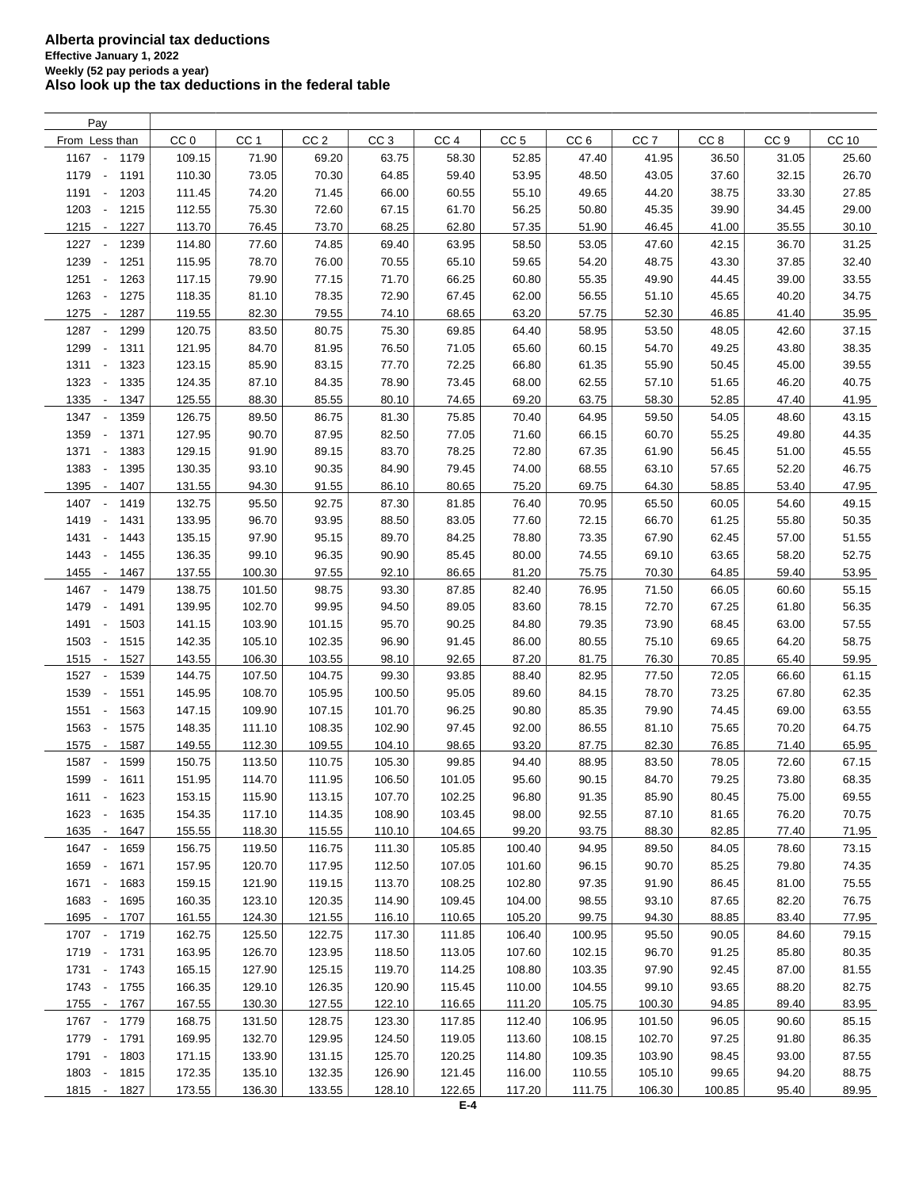# Alberta provincial tax deductions

**Effective January 1, 2022**

**Weekly (52 pay periods a year)**

## Also look up the tax deductions in the federal table

| Pay From | Less than | CC 0 | CC 1 | CC 2 | CC 3 | CC 4 | CC 5 | CC 6 | CC 7 | CC 8 | CC 9 | CC 10 |
|---|---|---|---|---|---|---|---|---|---|---|---|---|
| 1167 | 1179 | 109.15 | 71.90 | 69.20 | 63.75 | 58.30 | 52.85 | 47.40 | 41.95 | 36.50 | 31.05 | 25.60 |
| 1179 | 1191 | 110.30 | 73.05 | 70.30 | 64.85 | 59.40 | 53.95 | 48.50 | 43.05 | 37.60 | 32.15 | 26.70 |
| 1191 | 1203 | 111.45 | 74.20 | 71.45 | 66.00 | 60.55 | 55.10 | 49.65 | 44.20 | 38.75 | 33.30 | 27.85 |
| 1203 | 1215 | 112.55 | 75.30 | 72.60 | 67.15 | 61.70 | 56.25 | 50.80 | 45.35 | 39.90 | 34.45 | 29.00 |
| 1215 | 1227 | 113.70 | 76.45 | 73.70 | 68.25 | 62.80 | 57.35 | 51.90 | 46.45 | 41.00 | 35.55 | 30.10 |
| 1227 | 1239 | 114.80 | 77.60 | 74.85 | 69.40 | 63.95 | 58.50 | 53.05 | 47.60 | 42.15 | 36.70 | 31.25 |
| 1239 | 1251 | 115.95 | 78.70 | 76.00 | 70.55 | 65.10 | 59.65 | 54.20 | 48.75 | 43.30 | 37.85 | 32.40 |
| 1251 | 1263 | 117.15 | 79.90 | 77.15 | 71.70 | 66.25 | 60.80 | 55.35 | 49.90 | 44.45 | 39.00 | 33.55 |
| 1263 | 1275 | 118.35 | 81.10 | 78.35 | 72.90 | 67.45 | 62.00 | 56.55 | 51.10 | 45.65 | 40.20 | 34.75 |
| 1275 | 1287 | 119.55 | 82.30 | 79.55 | 74.10 | 68.65 | 63.20 | 57.75 | 52.30 | 46.85 | 41.40 | 35.95 |
| 1287 | 1299 | 120.75 | 83.50 | 80.75 | 75.30 | 69.85 | 64.40 | 58.95 | 53.50 | 48.05 | 42.60 | 37.15 |
| 1299 | 1311 | 121.95 | 84.70 | 81.95 | 76.50 | 71.05 | 65.60 | 60.15 | 54.70 | 49.25 | 43.80 | 38.35 |
| 1311 | 1323 | 123.15 | 85.90 | 83.15 | 77.70 | 72.25 | 66.80 | 61.35 | 55.90 | 50.45 | 45.00 | 39.55 |
| 1323 | 1335 | 124.35 | 87.10 | 84.35 | 78.90 | 73.45 | 68.00 | 62.55 | 57.10 | 51.65 | 46.20 | 40.75 |
| 1335 | 1347 | 125.55 | 88.30 | 85.55 | 80.10 | 74.65 | 69.20 | 63.75 | 58.30 | 52.85 | 47.40 | 41.95 |
| 1347 | 1359 | 126.75 | 89.50 | 86.75 | 81.30 | 75.85 | 70.40 | 64.95 | 59.50 | 54.05 | 48.60 | 43.15 |
| 1359 | 1371 | 127.95 | 90.70 | 87.95 | 82.50 | 77.05 | 71.60 | 66.15 | 60.70 | 55.25 | 49.80 | 44.35 |
| 1371 | 1383 | 129.15 | 91.90 | 89.15 | 83.70 | 78.25 | 72.80 | 67.35 | 61.90 | 56.45 | 51.00 | 45.55 |
| 1383 | 1395 | 130.35 | 93.10 | 90.35 | 84.90 | 79.45 | 74.00 | 68.55 | 63.10 | 57.65 | 52.20 | 46.75 |
| 1395 | 1407 | 131.55 | 94.30 | 91.55 | 86.10 | 80.65 | 75.20 | 69.75 | 64.30 | 58.85 | 53.40 | 47.95 |
| 1407 | 1419 | 132.75 | 95.50 | 92.75 | 87.30 | 81.85 | 76.40 | 70.95 | 65.50 | 60.05 | 54.60 | 49.15 |
| 1419 | 1431 | 133.95 | 96.70 | 93.95 | 88.50 | 83.05 | 77.60 | 72.15 | 66.70 | 61.25 | 55.80 | 50.35 |
| 1431 | 1443 | 135.15 | 97.90 | 95.15 | 89.70 | 84.25 | 78.80 | 73.35 | 67.90 | 62.45 | 57.00 | 51.55 |
| 1443 | 1455 | 136.35 | 99.10 | 96.35 | 90.90 | 85.45 | 80.00 | 74.55 | 69.10 | 63.65 | 58.20 | 52.75 |
| 1455 | 1467 | 137.55 | 100.30 | 97.55 | 92.10 | 86.65 | 81.20 | 75.75 | 70.30 | 64.85 | 59.40 | 53.95 |
| 1467 | 1479 | 138.75 | 101.50 | 98.75 | 93.30 | 87.85 | 82.40 | 76.95 | 71.50 | 66.05 | 60.60 | 55.15 |
| 1479 | 1491 | 139.95 | 102.70 | 99.95 | 94.50 | 89.05 | 83.60 | 78.15 | 72.70 | 67.25 | 61.80 | 56.35 |
| 1491 | 1503 | 141.15 | 103.90 | 101.15 | 95.70 | 90.25 | 84.80 | 79.35 | 73.90 | 68.45 | 63.00 | 57.55 |
| 1503 | 1515 | 142.35 | 105.10 | 102.35 | 96.90 | 91.45 | 86.00 | 80.55 | 75.10 | 69.65 | 64.20 | 58.75 |
| 1515 | 1527 | 143.55 | 106.30 | 103.55 | 98.10 | 92.65 | 87.20 | 81.75 | 76.30 | 70.85 | 65.40 | 59.95 |
| 1527 | 1539 | 144.75 | 107.50 | 104.75 | 99.30 | 93.85 | 88.40 | 82.95 | 77.50 | 72.05 | 66.60 | 61.15 |
| 1539 | 1551 | 145.95 | 108.70 | 105.95 | 100.50 | 95.05 | 89.60 | 84.15 | 78.70 | 73.25 | 67.80 | 62.35 |
| 1551 | 1563 | 147.15 | 109.90 | 107.15 | 101.70 | 96.25 | 90.80 | 85.35 | 79.90 | 74.45 | 69.00 | 63.55 |
| 1563 | 1575 | 148.35 | 111.10 | 108.35 | 102.90 | 97.45 | 92.00 | 86.55 | 81.10 | 75.65 | 70.20 | 64.75 |
| 1575 | 1587 | 149.55 | 112.30 | 109.55 | 104.10 | 98.65 | 93.20 | 87.75 | 82.30 | 76.85 | 71.40 | 65.95 |
| 1587 | 1599 | 150.75 | 113.50 | 110.75 | 105.30 | 99.85 | 94.40 | 88.95 | 83.50 | 78.05 | 72.60 | 67.15 |
| 1599 | 1611 | 151.95 | 114.70 | 111.95 | 106.50 | 101.05 | 95.60 | 90.15 | 84.70 | 79.25 | 73.80 | 68.35 |
| 1611 | 1623 | 153.15 | 115.90 | 113.15 | 107.70 | 102.25 | 96.80 | 91.35 | 85.90 | 80.45 | 75.00 | 69.55 |
| 1623 | 1635 | 154.35 | 117.10 | 114.35 | 108.90 | 103.45 | 98.00 | 92.55 | 87.10 | 81.65 | 76.20 | 70.75 |
| 1635 | 1647 | 155.55 | 118.30 | 115.55 | 110.10 | 104.65 | 99.20 | 93.75 | 88.30 | 82.85 | 77.40 | 71.95 |
| 1647 | 1659 | 156.75 | 119.50 | 116.75 | 111.30 | 105.85 | 100.40 | 94.95 | 89.50 | 84.05 | 78.60 | 73.15 |
| 1659 | 1671 | 157.95 | 120.70 | 117.95 | 112.50 | 107.05 | 101.60 | 96.15 | 90.70 | 85.25 | 79.80 | 74.35 |
| 1671 | 1683 | 159.15 | 121.90 | 119.15 | 113.70 | 108.25 | 102.80 | 97.35 | 91.90 | 86.45 | 81.00 | 75.55 |
| 1683 | 1695 | 160.35 | 123.10 | 120.35 | 114.90 | 109.45 | 104.00 | 98.55 | 93.10 | 87.65 | 82.20 | 76.75 |
| 1695 | 1707 | 161.55 | 124.30 | 121.55 | 116.10 | 110.65 | 105.20 | 99.75 | 94.30 | 88.85 | 83.40 | 77.95 |
| 1707 | 1719 | 162.75 | 125.50 | 122.75 | 117.30 | 111.85 | 106.40 | 100.95 | 95.50 | 90.05 | 84.60 | 79.15 |
| 1719 | 1731 | 163.95 | 126.70 | 123.95 | 118.50 | 113.05 | 107.60 | 102.15 | 96.70 | 91.25 | 85.80 | 80.35 |
| 1731 | 1743 | 165.15 | 127.90 | 125.15 | 119.70 | 114.25 | 108.80 | 103.35 | 97.90 | 92.45 | 87.00 | 81.55 |
| 1743 | 1755 | 166.35 | 129.10 | 126.35 | 120.90 | 115.45 | 110.00 | 104.55 | 99.10 | 93.65 | 88.20 | 82.75 |
| 1755 | 1767 | 167.55 | 130.30 | 127.55 | 122.10 | 116.65 | 111.20 | 105.75 | 100.30 | 94.85 | 89.40 | 83.95 |
| 1767 | 1779 | 168.75 | 131.50 | 128.75 | 123.30 | 117.85 | 112.40 | 106.95 | 101.50 | 96.05 | 90.60 | 85.15 |
| 1779 | 1791 | 169.95 | 132.70 | 129.95 | 124.50 | 119.05 | 113.60 | 108.15 | 102.70 | 97.25 | 91.80 | 86.35 |
| 1791 | 1803 | 171.15 | 133.90 | 131.15 | 125.70 | 120.25 | 114.80 | 109.35 | 103.90 | 98.45 | 93.00 | 87.55 |
| 1803 | 1815 | 172.35 | 135.10 | 132.35 | 126.90 | 121.45 | 116.00 | 110.55 | 105.10 | 99.65 | 94.20 | 88.75 |
| 1815 | 1827 | 173.55 | 136.30 | 133.55 | 128.10 | 122.65 | 117.20 | 111.75 | 106.30 | 100.85 | 95.40 | 89.95 |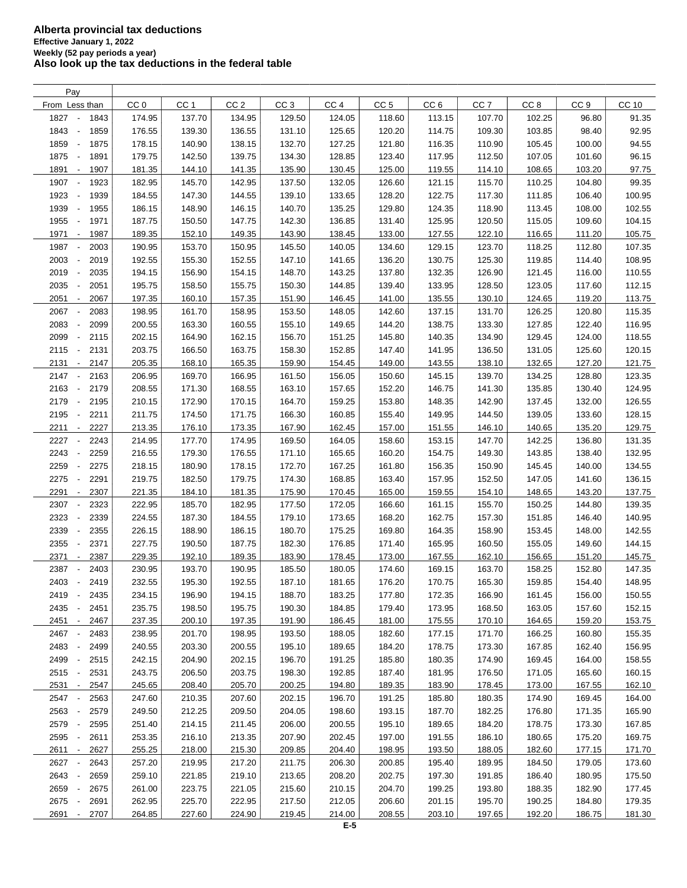**Alberta provincial tax deductions**
**Effective January 1, 2022**
**Weekly (52 pay periods a year)**
**Also look up the tax deductions in the federal table**

| Pay From | Less than | CC 0 | CC 1 | CC 2 | CC 3 | CC 4 | CC 5 | CC 6 | CC 7 | CC 8 | CC 9 | CC 10 |
|---|---|---|---|---|---|---|---|---|---|---|---|---|
| 1827 | 1843 | 174.95 | 137.70 | 134.95 | 129.50 | 124.05 | 118.60 | 113.15 | 107.70 | 102.25 | 96.80 | 91.35 |
| 1843 | 1859 | 176.55 | 139.30 | 136.55 | 131.10 | 125.65 | 120.20 | 114.75 | 109.30 | 103.85 | 98.40 | 92.95 |
| 1859 | 1875 | 178.15 | 140.90 | 138.15 | 132.70 | 127.25 | 121.80 | 116.35 | 110.90 | 105.45 | 100.00 | 94.55 |
| 1875 | 1891 | 179.75 | 142.50 | 139.75 | 134.30 | 128.85 | 123.40 | 117.95 | 112.50 | 107.05 | 101.60 | 96.15 |
| 1891 | 1907 | 181.35 | 144.10 | 141.35 | 135.90 | 130.45 | 125.00 | 119.55 | 114.10 | 108.65 | 103.20 | 97.75 |
| 1907 | 1923 | 182.95 | 145.70 | 142.95 | 137.50 | 132.05 | 126.60 | 121.15 | 115.70 | 110.25 | 104.80 | 99.35 |
| 1923 | 1939 | 184.55 | 147.30 | 144.55 | 139.10 | 133.65 | 128.20 | 122.75 | 117.30 | 111.85 | 106.40 | 100.95 |
| 1939 | 1955 | 186.15 | 148.90 | 146.15 | 140.70 | 135.25 | 129.80 | 124.35 | 118.90 | 113.45 | 108.00 | 102.55 |
| 1955 | 1971 | 187.75 | 150.50 | 147.75 | 142.30 | 136.85 | 131.40 | 125.95 | 120.50 | 115.05 | 109.60 | 104.15 |
| 1971 | 1987 | 189.35 | 152.10 | 149.35 | 143.90 | 138.45 | 133.00 | 127.55 | 122.10 | 116.65 | 111.20 | 105.75 |
| 1987 | 2003 | 190.95 | 153.70 | 150.95 | 145.50 | 140.05 | 134.60 | 129.15 | 123.70 | 118.25 | 112.80 | 107.35 |
| 2003 | 2019 | 192.55 | 155.30 | 152.55 | 147.10 | 141.65 | 136.20 | 130.75 | 125.30 | 119.85 | 114.40 | 108.95 |
| 2019 | 2035 | 194.15 | 156.90 | 154.15 | 148.70 | 143.25 | 137.80 | 132.35 | 126.90 | 121.45 | 116.00 | 110.55 |
| 2035 | 2051 | 195.75 | 158.50 | 155.75 | 150.30 | 144.85 | 139.40 | 133.95 | 128.50 | 123.05 | 117.60 | 112.15 |
| 2051 | 2067 | 197.35 | 160.10 | 157.35 | 151.90 | 146.45 | 141.00 | 135.55 | 130.10 | 124.65 | 119.20 | 113.75 |
| 2067 | 2083 | 198.95 | 161.70 | 158.95 | 153.50 | 148.05 | 142.60 | 137.15 | 131.70 | 126.25 | 120.80 | 115.35 |
| 2083 | 2099 | 200.55 | 163.30 | 160.55 | 155.10 | 149.65 | 144.20 | 138.75 | 133.30 | 127.85 | 122.40 | 116.95 |
| 2099 | 2115 | 202.15 | 164.90 | 162.15 | 156.70 | 151.25 | 145.80 | 140.35 | 134.90 | 129.45 | 124.00 | 118.55 |
| 2115 | 2131 | 203.75 | 166.50 | 163.75 | 158.30 | 152.85 | 147.40 | 141.95 | 136.50 | 131.05 | 125.60 | 120.15 |
| 2131 | 2147 | 205.35 | 168.10 | 165.35 | 159.90 | 154.45 | 149.00 | 143.55 | 138.10 | 132.65 | 127.20 | 121.75 |
| 2147 | 2163 | 206.95 | 169.70 | 166.95 | 161.50 | 156.05 | 150.60 | 145.15 | 139.70 | 134.25 | 128.80 | 123.35 |
| 2163 | 2179 | 208.55 | 171.30 | 168.55 | 163.10 | 157.65 | 152.20 | 146.75 | 141.30 | 135.85 | 130.40 | 124.95 |
| 2179 | 2195 | 210.15 | 172.90 | 170.15 | 164.70 | 159.25 | 153.80 | 148.35 | 142.90 | 137.45 | 132.00 | 126.55 |
| 2195 | 2211 | 211.75 | 174.50 | 171.75 | 166.30 | 160.85 | 155.40 | 149.95 | 144.50 | 139.05 | 133.60 | 128.15 |
| 2211 | 2227 | 213.35 | 176.10 | 173.35 | 167.90 | 162.45 | 157.00 | 151.55 | 146.10 | 140.65 | 135.20 | 129.75 |
| 2227 | 2243 | 214.95 | 177.70 | 174.95 | 169.50 | 164.05 | 158.60 | 153.15 | 147.70 | 142.25 | 136.80 | 131.35 |
| 2243 | 2259 | 216.55 | 179.30 | 176.55 | 171.10 | 165.65 | 160.20 | 154.75 | 149.30 | 143.85 | 138.40 | 132.95 |
| 2259 | 2275 | 218.15 | 180.90 | 178.15 | 172.70 | 167.25 | 161.80 | 156.35 | 150.90 | 145.45 | 140.00 | 134.55 |
| 2275 | 2291 | 219.75 | 182.50 | 179.75 | 174.30 | 168.85 | 163.40 | 157.95 | 152.50 | 147.05 | 141.60 | 136.15 |
| 2291 | 2307 | 221.35 | 184.10 | 181.35 | 175.90 | 170.45 | 165.00 | 159.55 | 154.10 | 148.65 | 143.20 | 137.75 |
| 2307 | 2323 | 222.95 | 185.70 | 182.95 | 177.50 | 172.05 | 166.60 | 161.15 | 155.70 | 150.25 | 144.80 | 139.35 |
| 2323 | 2339 | 224.55 | 187.30 | 184.55 | 179.10 | 173.65 | 168.20 | 162.75 | 157.30 | 151.85 | 146.40 | 140.95 |
| 2339 | 2355 | 226.15 | 188.90 | 186.15 | 180.70 | 175.25 | 169.80 | 164.35 | 158.90 | 153.45 | 148.00 | 142.55 |
| 2355 | 2371 | 227.75 | 190.50 | 187.75 | 182.30 | 176.85 | 171.40 | 165.95 | 160.50 | 155.05 | 149.60 | 144.15 |
| 2371 | 2387 | 229.35 | 192.10 | 189.35 | 183.90 | 178.45 | 173.00 | 167.55 | 162.10 | 156.65 | 151.20 | 145.75 |
| 2387 | 2403 | 230.95 | 193.70 | 190.95 | 185.50 | 180.05 | 174.60 | 169.15 | 163.70 | 158.25 | 152.80 | 147.35 |
| 2403 | 2419 | 232.55 | 195.30 | 192.55 | 187.10 | 181.65 | 176.20 | 170.75 | 165.30 | 159.85 | 154.40 | 148.95 |
| 2419 | 2435 | 234.15 | 196.90 | 194.15 | 188.70 | 183.25 | 177.80 | 172.35 | 166.90 | 161.45 | 156.00 | 150.55 |
| 2435 | 2451 | 235.75 | 198.50 | 195.75 | 190.30 | 184.85 | 179.40 | 173.95 | 168.50 | 163.05 | 157.60 | 152.15 |
| 2451 | 2467 | 237.35 | 200.10 | 197.35 | 191.90 | 186.45 | 181.00 | 175.55 | 170.10 | 164.65 | 159.20 | 153.75 |
| 2467 | 2483 | 238.95 | 201.70 | 198.95 | 193.50 | 188.05 | 182.60 | 177.15 | 171.70 | 166.25 | 160.80 | 155.35 |
| 2483 | 2499 | 240.55 | 203.30 | 200.55 | 195.10 | 189.65 | 184.20 | 178.75 | 173.30 | 167.85 | 162.40 | 156.95 |
| 2499 | 2515 | 242.15 | 204.90 | 202.15 | 196.70 | 191.25 | 185.80 | 180.35 | 174.90 | 169.45 | 164.00 | 158.55 |
| 2515 | 2531 | 243.75 | 206.50 | 203.75 | 198.30 | 192.85 | 187.40 | 181.95 | 176.50 | 171.05 | 165.60 | 160.15 |
| 2531 | 2547 | 245.65 | 208.40 | 205.70 | 200.25 | 194.80 | 189.35 | 183.90 | 178.45 | 173.00 | 167.55 | 162.10 |
| 2547 | 2563 | 247.60 | 210.35 | 207.60 | 202.15 | 196.70 | 191.25 | 185.80 | 180.35 | 174.90 | 169.45 | 164.00 |
| 2563 | 2579 | 249.50 | 212.25 | 209.50 | 204.05 | 198.60 | 193.15 | 187.70 | 182.25 | 176.80 | 171.35 | 165.90 |
| 2579 | 2595 | 251.40 | 214.15 | 211.45 | 206.00 | 200.55 | 195.10 | 189.65 | 184.20 | 178.75 | 173.30 | 167.85 |
| 2595 | 2611 | 253.35 | 216.10 | 213.35 | 207.90 | 202.45 | 197.00 | 191.55 | 186.10 | 180.65 | 175.20 | 169.75 |
| 2611 | 2627 | 255.25 | 218.00 | 215.30 | 209.85 | 204.40 | 198.95 | 193.50 | 188.05 | 182.60 | 177.15 | 171.70 |
| 2627 | 2643 | 257.20 | 219.95 | 217.20 | 211.75 | 206.30 | 200.85 | 195.40 | 189.95 | 184.50 | 179.05 | 173.60 |
| 2643 | 2659 | 259.10 | 221.85 | 219.10 | 213.65 | 208.20 | 202.75 | 197.30 | 191.85 | 186.40 | 180.95 | 175.50 |
| 2659 | 2675 | 261.00 | 223.75 | 221.05 | 215.60 | 210.15 | 204.70 | 199.25 | 193.80 | 188.35 | 182.90 | 177.45 |
| 2675 | 2691 | 262.95 | 225.70 | 222.95 | 217.50 | 212.05 | 206.60 | 201.15 | 195.70 | 190.25 | 184.80 | 179.35 |
| 2691 | 2707 | 264.85 | 227.60 | 224.90 | 219.45 | 214.00 | 208.55 | 203.10 | 197.65 | 192.20 | 186.75 | 181.30 |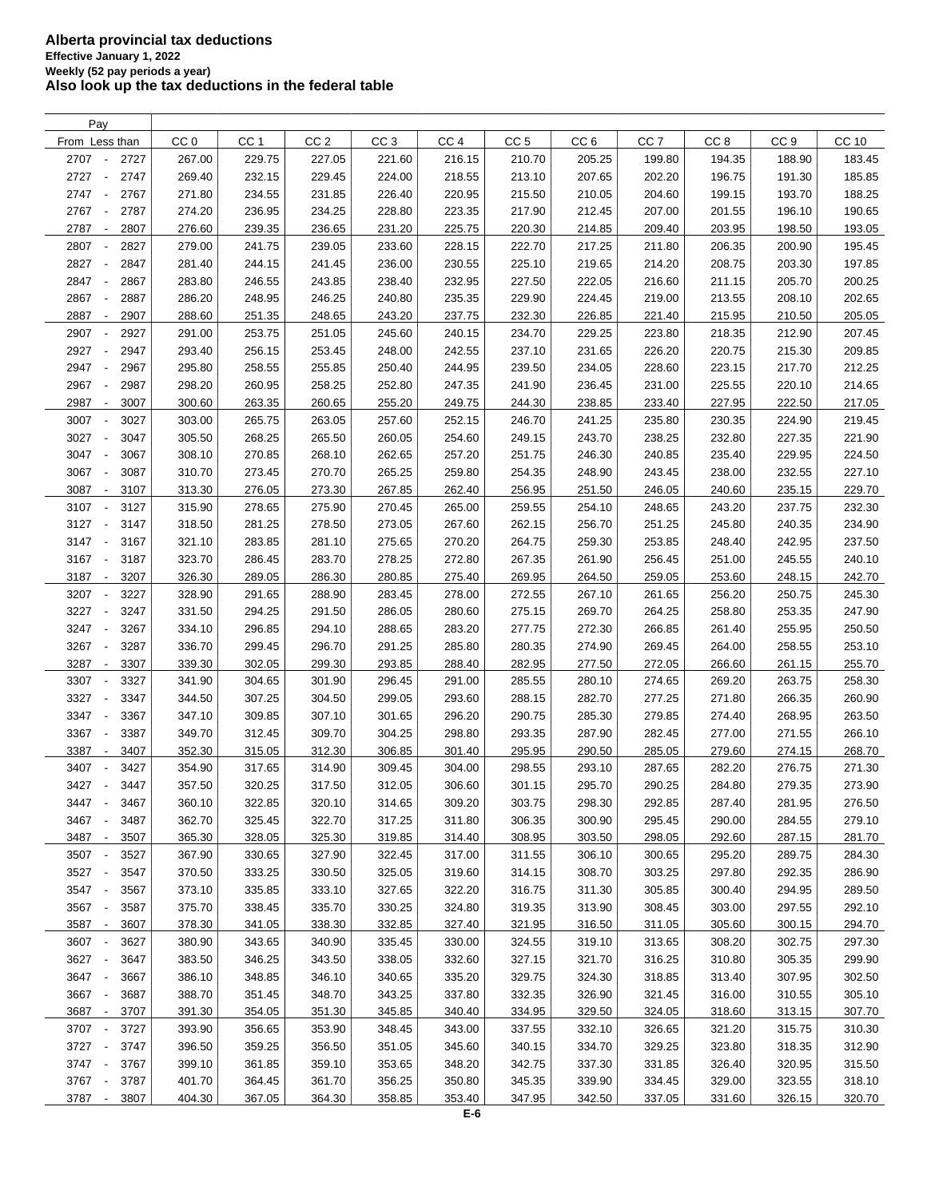# Alberta provincial tax deductions

**Effective January 1, 2022**

**Weekly (52 pay periods a year)**

**Also look up the tax deductions in the federal table**

| Pay From | Less than | CC 0 | CC 1 | CC 2 | CC 3 | CC 4 | CC 5 | CC 6 | CC 7 | CC 8 | CC 9 | CC 10 |
|---|---|---|---|---|---|---|---|---|---|---|---|---|
| 2707 | 2727 | 267.00 | 229.75 | 227.05 | 221.60 | 216.15 | 210.70 | 205.25 | 199.80 | 194.35 | 188.90 | 183.45 |
| 2727 | 2747 | 269.40 | 232.15 | 229.45 | 224.00 | 218.55 | 213.10 | 207.65 | 202.20 | 196.75 | 191.30 | 185.85 |
| 2747 | 2767 | 271.80 | 234.55 | 231.85 | 226.40 | 220.95 | 215.50 | 210.05 | 204.60 | 199.15 | 193.70 | 188.25 |
| 2767 | 2787 | 274.20 | 236.95 | 234.25 | 228.80 | 223.35 | 217.90 | 212.45 | 207.00 | 201.55 | 196.10 | 190.65 |
| 2787 | 2807 | 276.60 | 239.35 | 236.65 | 231.20 | 225.75 | 220.30 | 214.85 | 209.40 | 203.95 | 198.50 | 193.05 |
| 2807 | 2827 | 279.00 | 241.75 | 239.05 | 233.60 | 228.15 | 222.70 | 217.25 | 211.80 | 206.35 | 200.90 | 195.45 |
| 2827 | 2847 | 281.40 | 244.15 | 241.45 | 236.00 | 230.55 | 225.10 | 219.65 | 214.20 | 208.75 | 203.30 | 197.85 |
| 2847 | 2867 | 283.80 | 246.55 | 243.85 | 238.40 | 232.95 | 227.50 | 222.05 | 216.60 | 211.15 | 205.70 | 200.25 |
| 2867 | 2887 | 286.20 | 248.95 | 246.25 | 240.80 | 235.35 | 229.90 | 224.45 | 219.00 | 213.55 | 208.10 | 202.65 |
| 2887 | 2907 | 288.60 | 251.35 | 248.65 | 243.20 | 237.75 | 232.30 | 226.85 | 221.40 | 215.95 | 210.50 | 205.05 |
| 2907 | 2927 | 291.00 | 253.75 | 251.05 | 245.60 | 240.15 | 234.70 | 229.25 | 223.80 | 218.35 | 212.90 | 207.45 |
| 2927 | 2947 | 293.40 | 256.15 | 253.45 | 248.00 | 242.55 | 237.10 | 231.65 | 226.20 | 220.75 | 215.30 | 209.85 |
| 2947 | 2967 | 295.80 | 258.55 | 255.85 | 250.40 | 244.95 | 239.50 | 234.05 | 228.60 | 223.15 | 217.70 | 212.25 |
| 2967 | 2987 | 298.20 | 260.95 | 258.25 | 252.80 | 247.35 | 241.90 | 236.45 | 231.00 | 225.55 | 220.10 | 214.65 |
| 2987 | 3007 | 300.60 | 263.35 | 260.65 | 255.20 | 249.75 | 244.30 | 238.85 | 233.40 | 227.95 | 222.50 | 217.05 |
| 3007 | 3027 | 303.00 | 265.75 | 263.05 | 257.60 | 252.15 | 246.70 | 241.25 | 235.80 | 230.35 | 224.90 | 219.45 |
| 3027 | 3047 | 305.50 | 268.25 | 265.50 | 260.05 | 254.60 | 249.15 | 243.70 | 238.25 | 232.80 | 227.35 | 221.90 |
| 3047 | 3067 | 308.10 | 270.85 | 268.10 | 262.65 | 257.20 | 251.75 | 246.30 | 240.85 | 235.40 | 229.95 | 224.50 |
| 3067 | 3087 | 310.70 | 273.45 | 270.70 | 265.25 | 259.80 | 254.35 | 248.90 | 243.45 | 238.00 | 232.55 | 227.10 |
| 3087 | 3107 | 313.30 | 276.05 | 273.30 | 267.85 | 262.40 | 256.95 | 251.50 | 246.05 | 240.60 | 235.15 | 229.70 |
| 3107 | 3127 | 315.90 | 278.65 | 275.90 | 270.45 | 265.00 | 259.55 | 254.10 | 248.65 | 243.20 | 237.75 | 232.30 |
| 3127 | 3147 | 318.50 | 281.25 | 278.50 | 273.05 | 267.60 | 262.15 | 256.70 | 251.25 | 245.80 | 240.35 | 234.90 |
| 3147 | 3167 | 321.10 | 283.85 | 281.10 | 275.65 | 270.20 | 264.75 | 259.30 | 253.85 | 248.40 | 242.95 | 237.50 |
| 3167 | 3187 | 323.70 | 286.45 | 283.70 | 278.25 | 272.80 | 267.35 | 261.90 | 256.45 | 251.00 | 245.55 | 240.10 |
| 3187 | 3207 | 326.30 | 289.05 | 286.30 | 280.85 | 275.40 | 269.95 | 264.50 | 259.05 | 253.60 | 248.15 | 242.70 |
| 3207 | 3227 | 328.90 | 291.65 | 288.90 | 283.45 | 278.00 | 272.55 | 267.10 | 261.65 | 256.20 | 250.75 | 245.30 |
| 3227 | 3247 | 331.50 | 294.25 | 291.50 | 286.05 | 280.60 | 275.15 | 269.70 | 264.25 | 258.80 | 253.35 | 247.90 |
| 3247 | 3267 | 334.10 | 296.85 | 294.10 | 288.65 | 283.20 | 277.75 | 272.30 | 266.85 | 261.40 | 255.95 | 250.50 |
| 3267 | 3287 | 336.70 | 299.45 | 296.70 | 291.25 | 285.80 | 280.35 | 274.90 | 269.45 | 264.00 | 258.55 | 253.10 |
| 3287 | 3307 | 339.30 | 302.05 | 299.30 | 293.85 | 288.40 | 282.95 | 277.50 | 272.05 | 266.60 | 261.15 | 255.70 |
| 3307 | 3327 | 341.90 | 304.65 | 301.90 | 296.45 | 291.00 | 285.55 | 280.10 | 274.65 | 269.20 | 263.75 | 258.30 |
| 3327 | 3347 | 344.50 | 307.25 | 304.50 | 299.05 | 293.60 | 288.15 | 282.70 | 277.25 | 271.80 | 266.35 | 260.90 |
| 3347 | 3367 | 347.10 | 309.85 | 307.10 | 301.65 | 296.20 | 290.75 | 285.30 | 279.85 | 274.40 | 268.95 | 263.50 |
| 3367 | 3387 | 349.70 | 312.45 | 309.70 | 304.25 | 298.80 | 293.35 | 287.90 | 282.45 | 277.00 | 271.55 | 266.10 |
| 3387 | 3407 | 352.30 | 315.05 | 312.30 | 306.85 | 301.40 | 295.95 | 290.50 | 285.05 | 279.60 | 274.15 | 268.70 |
| 3407 | 3427 | 354.90 | 317.65 | 314.90 | 309.45 | 304.00 | 298.55 | 293.10 | 287.65 | 282.20 | 276.75 | 271.30 |
| 3427 | 3447 | 357.50 | 320.25 | 317.50 | 312.05 | 306.60 | 301.15 | 295.70 | 290.25 | 284.80 | 279.35 | 273.90 |
| 3447 | 3467 | 360.10 | 322.85 | 320.10 | 314.65 | 309.20 | 303.75 | 298.30 | 292.85 | 287.40 | 281.95 | 276.50 |
| 3467 | 3487 | 362.70 | 325.45 | 322.70 | 317.25 | 311.80 | 306.35 | 300.90 | 295.45 | 290.00 | 284.55 | 279.10 |
| 3487 | 3507 | 365.30 | 328.05 | 325.30 | 319.85 | 314.40 | 308.95 | 303.50 | 298.05 | 292.60 | 287.15 | 281.70 |
| 3507 | 3527 | 367.90 | 330.65 | 327.90 | 322.45 | 317.00 | 311.55 | 306.10 | 300.65 | 295.20 | 289.75 | 284.30 |
| 3527 | 3547 | 370.50 | 333.25 | 330.50 | 325.05 | 319.60 | 314.15 | 308.70 | 303.25 | 297.80 | 292.35 | 286.90 |
| 3547 | 3567 | 373.10 | 335.85 | 333.10 | 327.65 | 322.20 | 316.75 | 311.30 | 305.85 | 300.40 | 294.95 | 289.50 |
| 3567 | 3587 | 375.70 | 338.45 | 335.70 | 330.25 | 324.80 | 319.35 | 313.90 | 308.45 | 303.00 | 297.55 | 292.10 |
| 3587 | 3607 | 378.30 | 341.05 | 338.30 | 332.85 | 327.40 | 321.95 | 316.50 | 311.05 | 305.60 | 300.15 | 294.70 |
| 3607 | 3627 | 380.90 | 343.65 | 340.90 | 335.45 | 330.00 | 324.55 | 319.10 | 313.65 | 308.20 | 302.75 | 297.30 |
| 3627 | 3647 | 383.50 | 346.25 | 343.50 | 338.05 | 332.60 | 327.15 | 321.70 | 316.25 | 310.80 | 305.35 | 299.90 |
| 3647 | 3667 | 386.10 | 348.85 | 346.10 | 340.65 | 335.20 | 329.75 | 324.30 | 318.85 | 313.40 | 307.95 | 302.50 |
| 3667 | 3687 | 388.70 | 351.45 | 348.70 | 343.25 | 337.80 | 332.35 | 326.90 | 321.45 | 316.00 | 310.55 | 305.10 |
| 3687 | 3707 | 391.30 | 354.05 | 351.30 | 345.85 | 340.40 | 334.95 | 329.50 | 324.05 | 318.60 | 313.15 | 307.70 |
| 3707 | 3727 | 393.90 | 356.65 | 353.90 | 348.45 | 343.00 | 337.55 | 332.10 | 326.65 | 321.20 | 315.75 | 310.30 |
| 3727 | 3747 | 396.50 | 359.25 | 356.50 | 351.05 | 345.60 | 340.15 | 334.70 | 329.25 | 323.80 | 318.35 | 312.90 |
| 3747 | 3767 | 399.10 | 361.85 | 359.10 | 353.65 | 348.20 | 342.75 | 337.30 | 331.85 | 326.40 | 320.95 | 315.50 |
| 3767 | 3787 | 401.70 | 364.45 | 361.70 | 356.25 | 350.80 | 345.35 | 339.90 | 334.45 | 329.00 | 323.55 | 318.10 |
| 3787 | 3807 | 404.30 | 367.05 | 364.30 | 358.85 | 353.40 | 347.95 | 342.50 | 337.05 | 331.60 | 326.15 | 320.70 |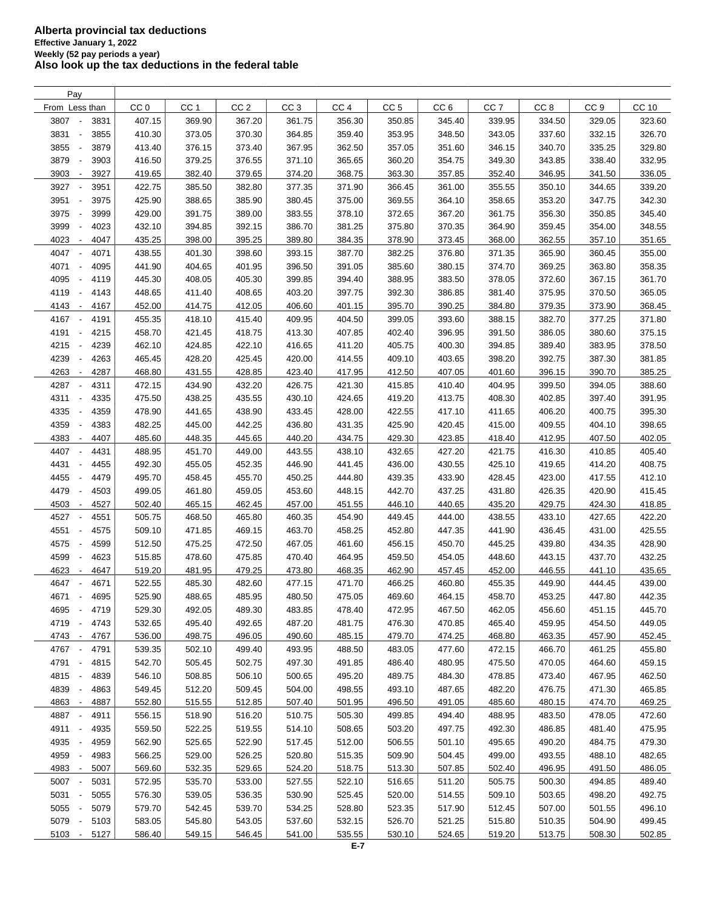# Alberta provincial tax deductions

**Effective January 1, 2022**

**Weekly (52 pay periods a year)**

**Also look up the tax deductions in the federal table**

| Pay From | Less than | CC 0 | CC 1 | CC 2 | CC 3 | CC 4 | CC 5 | CC 6 | CC 7 | CC 8 | CC 9 | CC 10 |
|---|---|---|---|---|---|---|---|---|---|---|---|---|
| 3807 | 3831 | 407.15 | 369.90 | 367.20 | 361.75 | 356.30 | 350.85 | 345.40 | 339.95 | 334.50 | 329.05 | 323.60 |
| 3831 | 3855 | 410.30 | 373.05 | 370.30 | 364.85 | 359.40 | 353.95 | 348.50 | 343.05 | 337.60 | 332.15 | 326.70 |
| 3855 | 3879 | 413.40 | 376.15 | 373.40 | 367.95 | 362.50 | 357.05 | 351.60 | 346.15 | 340.70 | 335.25 | 329.80 |
| 3879 | 3903 | 416.50 | 379.25 | 376.55 | 371.10 | 365.65 | 360.20 | 354.75 | 349.30 | 343.85 | 338.40 | 332.95 |
| 3903 | 3927 | 419.65 | 382.40 | 379.65 | 374.20 | 368.75 | 363.30 | 357.85 | 352.40 | 346.95 | 341.50 | 336.05 |
| 3927 | 3951 | 422.75 | 385.50 | 382.80 | 377.35 | 371.90 | 366.45 | 361.00 | 355.55 | 350.10 | 344.65 | 339.20 |
| 3951 | 3975 | 425.90 | 388.65 | 385.90 | 380.45 | 375.00 | 369.55 | 364.10 | 358.65 | 353.20 | 347.75 | 342.30 |
| 3975 | 3999 | 429.00 | 391.75 | 389.00 | 383.55 | 378.10 | 372.65 | 367.20 | 361.75 | 356.30 | 350.85 | 345.40 |
| 3999 | 4023 | 432.10 | 394.85 | 392.15 | 386.70 | 381.25 | 375.80 | 370.35 | 364.90 | 359.45 | 354.00 | 348.55 |
| 4023 | 4047 | 435.25 | 398.00 | 395.25 | 389.80 | 384.35 | 378.90 | 373.45 | 368.00 | 362.55 | 357.10 | 351.65 |
| 4047 | 4071 | 438.55 | 401.30 | 398.60 | 393.15 | 387.70 | 382.25 | 376.80 | 371.35 | 365.90 | 360.45 | 355.00 |
| 4071 | 4095 | 441.90 | 404.65 | 401.95 | 396.50 | 391.05 | 385.60 | 380.15 | 374.70 | 369.25 | 363.80 | 358.35 |
| 4095 | 4119 | 445.30 | 408.05 | 405.30 | 399.85 | 394.40 | 388.95 | 383.50 | 378.05 | 372.60 | 367.15 | 361.70 |
| 4119 | 4143 | 448.65 | 411.40 | 408.65 | 403.20 | 397.75 | 392.30 | 386.85 | 381.40 | 375.95 | 370.50 | 365.05 |
| 4143 | 4167 | 452.00 | 414.75 | 412.05 | 406.60 | 401.15 | 395.70 | 390.25 | 384.80 | 379.35 | 373.90 | 368.45 |
| 4167 | 4191 | 455.35 | 418.10 | 415.40 | 409.95 | 404.50 | 399.05 | 393.60 | 388.15 | 382.70 | 377.25 | 371.80 |
| 4191 | 4215 | 458.70 | 421.45 | 418.75 | 413.30 | 407.85 | 402.40 | 396.95 | 391.50 | 386.05 | 380.60 | 375.15 |
| 4215 | 4239 | 462.10 | 424.85 | 422.10 | 416.65 | 411.20 | 405.75 | 400.30 | 394.85 | 389.40 | 383.95 | 378.50 |
| 4239 | 4263 | 465.45 | 428.20 | 425.45 | 420.00 | 414.55 | 409.10 | 403.65 | 398.20 | 392.75 | 387.30 | 381.85 |
| 4263 | 4287 | 468.80 | 431.55 | 428.85 | 423.40 | 417.95 | 412.50 | 407.05 | 401.60 | 396.15 | 390.70 | 385.25 |
| 4287 | 4311 | 472.15 | 434.90 | 432.20 | 426.75 | 421.30 | 415.85 | 410.40 | 404.95 | 399.50 | 394.05 | 388.60 |
| 4311 | 4335 | 475.50 | 438.25 | 435.55 | 430.10 | 424.65 | 419.20 | 413.75 | 408.30 | 402.85 | 397.40 | 391.95 |
| 4335 | 4359 | 478.90 | 441.65 | 438.90 | 433.45 | 428.00 | 422.55 | 417.10 | 411.65 | 406.20 | 400.75 | 395.30 |
| 4359 | 4383 | 482.25 | 445.00 | 442.25 | 436.80 | 431.35 | 425.90 | 420.45 | 415.00 | 409.55 | 404.10 | 398.65 |
| 4383 | 4407 | 485.60 | 448.35 | 445.65 | 440.20 | 434.75 | 429.30 | 423.85 | 418.40 | 412.95 | 407.50 | 402.05 |
| 4407 | 4431 | 488.95 | 451.70 | 449.00 | 443.55 | 438.10 | 432.65 | 427.20 | 421.75 | 416.30 | 410.85 | 405.40 |
| 4431 | 4455 | 492.30 | 455.05 | 452.35 | 446.90 | 441.45 | 436.00 | 430.55 | 425.10 | 419.65 | 414.20 | 408.75 |
| 4455 | 4479 | 495.70 | 458.45 | 455.70 | 450.25 | 444.80 | 439.35 | 433.90 | 428.45 | 423.00 | 417.55 | 412.10 |
| 4479 | 4503 | 499.05 | 461.80 | 459.05 | 453.60 | 448.15 | 442.70 | 437.25 | 431.80 | 426.35 | 420.90 | 415.45 |
| 4503 | 4527 | 502.40 | 465.15 | 462.45 | 457.00 | 451.55 | 446.10 | 440.65 | 435.20 | 429.75 | 424.30 | 418.85 |
| 4527 | 4551 | 505.75 | 468.50 | 465.80 | 460.35 | 454.90 | 449.45 | 444.00 | 438.55 | 433.10 | 427.65 | 422.20 |
| 4551 | 4575 | 509.10 | 471.85 | 469.15 | 463.70 | 458.25 | 452.80 | 447.35 | 441.90 | 436.45 | 431.00 | 425.55 |
| 4575 | 4599 | 512.50 | 475.25 | 472.50 | 467.05 | 461.60 | 456.15 | 450.70 | 445.25 | 439.80 | 434.35 | 428.90 |
| 4599 | 4623 | 515.85 | 478.60 | 475.85 | 470.40 | 464.95 | 459.50 | 454.05 | 448.60 | 443.15 | 437.70 | 432.25 |
| 4623 | 4647 | 519.20 | 481.95 | 479.25 | 473.80 | 468.35 | 462.90 | 457.45 | 452.00 | 446.55 | 441.10 | 435.65 |
| 4647 | 4671 | 522.55 | 485.30 | 482.60 | 477.15 | 471.70 | 466.25 | 460.80 | 455.35 | 449.90 | 444.45 | 439.00 |
| 4671 | 4695 | 525.90 | 488.65 | 485.95 | 480.50 | 475.05 | 469.60 | 464.15 | 458.70 | 453.25 | 447.80 | 442.35 |
| 4695 | 4719 | 529.30 | 492.05 | 489.30 | 483.85 | 478.40 | 472.95 | 467.50 | 462.05 | 456.60 | 451.15 | 445.70 |
| 4719 | 4743 | 532.65 | 495.40 | 492.65 | 487.20 | 481.75 | 476.30 | 470.85 | 465.40 | 459.95 | 454.50 | 449.05 |
| 4743 | 4767 | 536.00 | 498.75 | 496.05 | 490.60 | 485.15 | 479.70 | 474.25 | 468.80 | 463.35 | 457.90 | 452.45 |
| 4767 | 4791 | 539.35 | 502.10 | 499.40 | 493.95 | 488.50 | 483.05 | 477.60 | 472.15 | 466.70 | 461.25 | 455.80 |
| 4791 | 4815 | 542.70 | 505.45 | 502.75 | 497.30 | 491.85 | 486.40 | 480.95 | 475.50 | 470.05 | 464.60 | 459.15 |
| 4815 | 4839 | 546.10 | 508.85 | 506.10 | 500.65 | 495.20 | 489.75 | 484.30 | 478.85 | 473.40 | 467.95 | 462.50 |
| 4839 | 4863 | 549.45 | 512.20 | 509.45 | 504.00 | 498.55 | 493.10 | 487.65 | 482.20 | 476.75 | 471.30 | 465.85 |
| 4863 | 4887 | 552.80 | 515.55 | 512.85 | 507.40 | 501.95 | 496.50 | 491.05 | 485.60 | 480.15 | 474.70 | 469.25 |
| 4887 | 4911 | 556.15 | 518.90 | 516.20 | 510.75 | 505.30 | 499.85 | 494.40 | 488.95 | 483.50 | 478.05 | 472.60 |
| 4911 | 4935 | 559.50 | 522.25 | 519.55 | 514.10 | 508.65 | 503.20 | 497.75 | 492.30 | 486.85 | 481.40 | 475.95 |
| 4935 | 4959 | 562.90 | 525.65 | 522.90 | 517.45 | 512.00 | 506.55 | 501.10 | 495.65 | 490.20 | 484.75 | 479.30 |
| 4959 | 4983 | 566.25 | 529.00 | 526.25 | 520.80 | 515.35 | 509.90 | 504.45 | 499.00 | 493.55 | 488.10 | 482.65 |
| 4983 | 5007 | 569.60 | 532.35 | 529.65 | 524.20 | 518.75 | 513.30 | 507.85 | 502.40 | 496.95 | 491.50 | 486.05 |
| 5007 | 5031 | 572.95 | 535.70 | 533.00 | 527.55 | 522.10 | 516.65 | 511.20 | 505.75 | 500.30 | 494.85 | 489.40 |
| 5031 | 5055 | 576.30 | 539.05 | 536.35 | 530.90 | 525.45 | 520.00 | 514.55 | 509.10 | 503.65 | 498.20 | 492.75 |
| 5055 | 5079 | 579.70 | 542.45 | 539.70 | 534.25 | 528.80 | 523.35 | 517.90 | 512.45 | 507.00 | 501.55 | 496.10 |
| 5079 | 5103 | 583.05 | 545.80 | 543.05 | 537.60 | 532.15 | 526.70 | 521.25 | 515.80 | 510.35 | 504.90 | 499.45 |
| 5103 | 5127 | 586.40 | 549.15 | 546.45 | 541.00 | 535.55 | 530.10 | 524.65 | 519.20 | 513.75 | 508.30 | 502.85 |